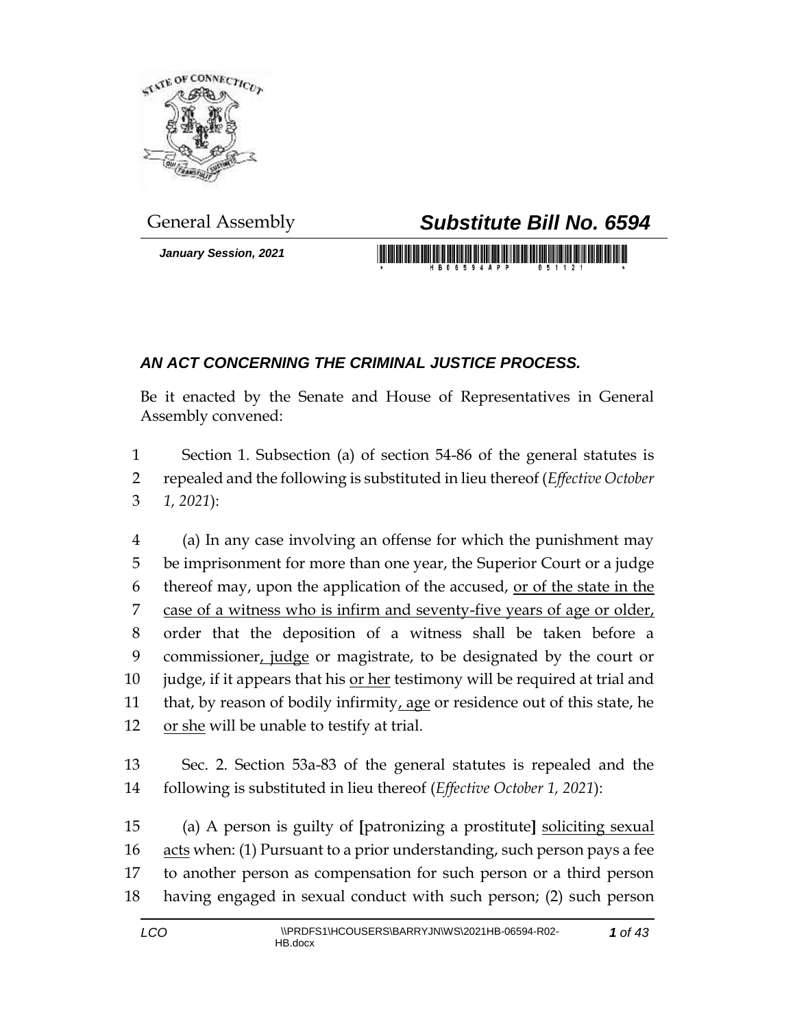General Assembly

# *Substitute Bill No. 6594*

***January Session, 2021***

## *AN ACT CONCERNING THE CRIMINAL JUSTICE PROCESS.*

Be it enacted by the Senate and House of Representatives in General Assembly convened:

1 Section 1. Subsection (a) of section 54-86 of the general statutes is
2 repealed and the following is substituted in lieu thereof (*Effective October*
3 *1, 2021*):

4 (a) In any case involving an offense for which the punishment may
5 be imprisonment for more than one year, the Superior Court or a judge
6 thereof may, upon the application of the accused, <u>or of the state in the</u>
7 <u>case of a witness who is infirm and seventy-five years of age or older,</u>
8 order that the deposition of a witness shall be taken before a
9 commissioner<u>, judge</u> or magistrate, to be designated by the court or
10 judge, if it appears that his <u>or her</u> testimony will be required at trial and
11 that, by reason of bodily infirmity<u>, age</u> or residence out of this state, he
12 <u>or she</u> will be unable to testify at trial.

13 Sec. 2. Section 53a-83 of the general statutes is repealed and the
14 following is substituted in lieu thereof (*Effective October 1, 2021*):

15 (a) A person is guilty of **[**patronizing a prostitute**]** <u>soliciting sexual</u>
16 <u>acts</u> when: (1) Pursuant to a prior understanding, such person pays a fee
17 to another person as compensation for such person or a third person
18 having engaged in sexual conduct with such person; (2) such person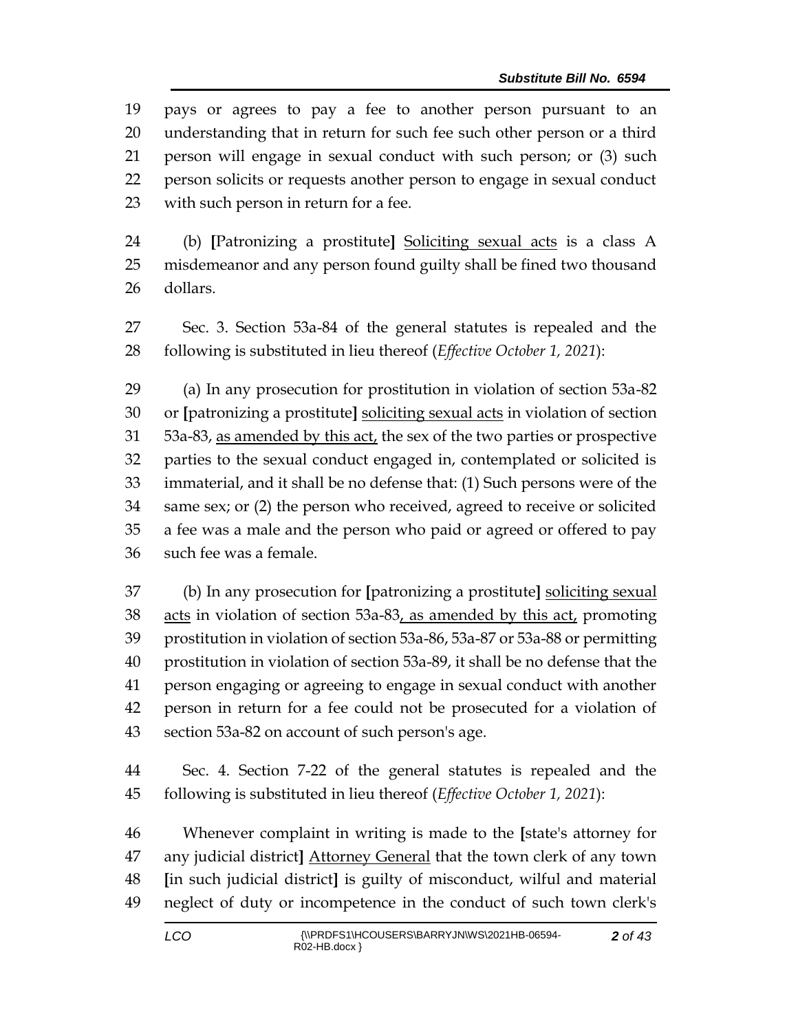pays or agrees to pay a fee to another person pursuant to an understanding that in return for such fee such other person or a third person will engage in sexual conduct with such person; or (3) such person solicits or requests another person to engage in sexual conduct with such person in return for a fee.

(b) **[**Patronizing a prostitute**]** <u>Soliciting sexual acts</u> is a class A misdemeanor and any person found guilty shall be fined two thousand dollars.

Sec. 3. Section 53a-84 of the general statutes is repealed and the following is substituted in lieu thereof (*Effective October 1, 2021*):

(a) In any prosecution for prostitution in violation of section 53a-82 or **[**patronizing a prostitute**]** <u>soliciting sexual acts</u> in violation of section 53a-83, <u>as amended by this act,</u> the sex of the two parties or prospective parties to the sexual conduct engaged in, contemplated or solicited is immaterial, and it shall be no defense that: (1) Such persons were of the same sex; or (2) the person who received, agreed to receive or solicited a fee was a male and the person who paid or agreed or offered to pay such fee was a female.

(b) In any prosecution for **[**patronizing a prostitute**]** <u>soliciting sexual acts</u> in violation of section 53a-83<u>, as amended by this act,</u> promoting prostitution in violation of section 53a-86, 53a-87 or 53a-88 or permitting prostitution in violation of section 53a-89, it shall be no defense that the person engaging or agreeing to engage in sexual conduct with another person in return for a fee could not be prosecuted for a violation of section 53a-82 on account of such person's age.

Sec. 4. Section 7-22 of the general statutes is repealed and the following is substituted in lieu thereof (*Effective October 1, 2021*):

Whenever complaint in writing is made to the **[**state's attorney for any judicial district**]** <u>Attorney General</u> that the town clerk of any town **[**in such judicial district**]** is guilty of misconduct, wilful and material neglect of duty or incompetence in the conduct of such town clerk's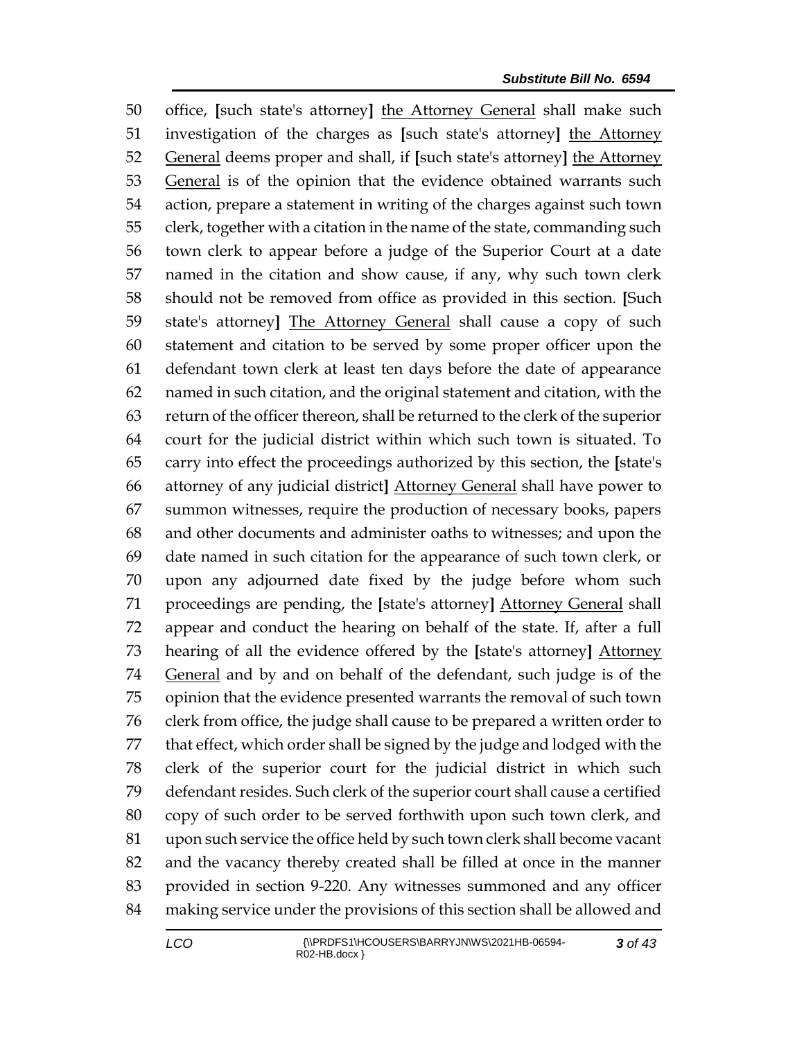office, [such state's attorney] <u>the Attorney General</u> shall make such investigation of the charges as [such state's attorney] <u>the Attorney General</u> deems proper and shall, if [such state's attorney] <u>the Attorney General</u> is of the opinion that the evidence obtained warrants such action, prepare a statement in writing of the charges against such town clerk, together with a citation in the name of the state, commanding such town clerk to appear before a judge of the Superior Court at a date named in the citation and show cause, if any, why such town clerk should not be removed from office as provided in this section. [Such state's attorney] <u>The Attorney General</u> shall cause a copy of such statement and citation to be served by some proper officer upon the defendant town clerk at least ten days before the date of appearance named in such citation, and the original statement and citation, with the return of the officer thereon, shall be returned to the clerk of the superior court for the judicial district within which such town is situated. To carry into effect the proceedings authorized by this section, the [state's attorney of any judicial district] <u>Attorney General</u> shall have power to summon witnesses, require the production of necessary books, papers and other documents and administer oaths to witnesses; and upon the date named in such citation for the appearance of such town clerk, or upon any adjourned date fixed by the judge before whom such proceedings are pending, the [state's attorney] <u>Attorney General</u> shall appear and conduct the hearing on behalf of the state. If, after a full hearing of all the evidence offered by the [state's attorney] <u>Attorney General</u> and by and on behalf of the defendant, such judge is of the opinion that the evidence presented warrants the removal of such town clerk from office, the judge shall cause to be prepared a written order to that effect, which order shall be signed by the judge and lodged with the clerk of the superior court for the judicial district in which such defendant resides. Such clerk of the superior court shall cause a certified copy of such order to be served forthwith upon such town clerk, and upon such service the office held by such town clerk shall become vacant and the vacancy thereby created shall be filled at once in the manner provided in section 9-220. Any witnesses summoned and any officer making service under the provisions of this section shall be allowed and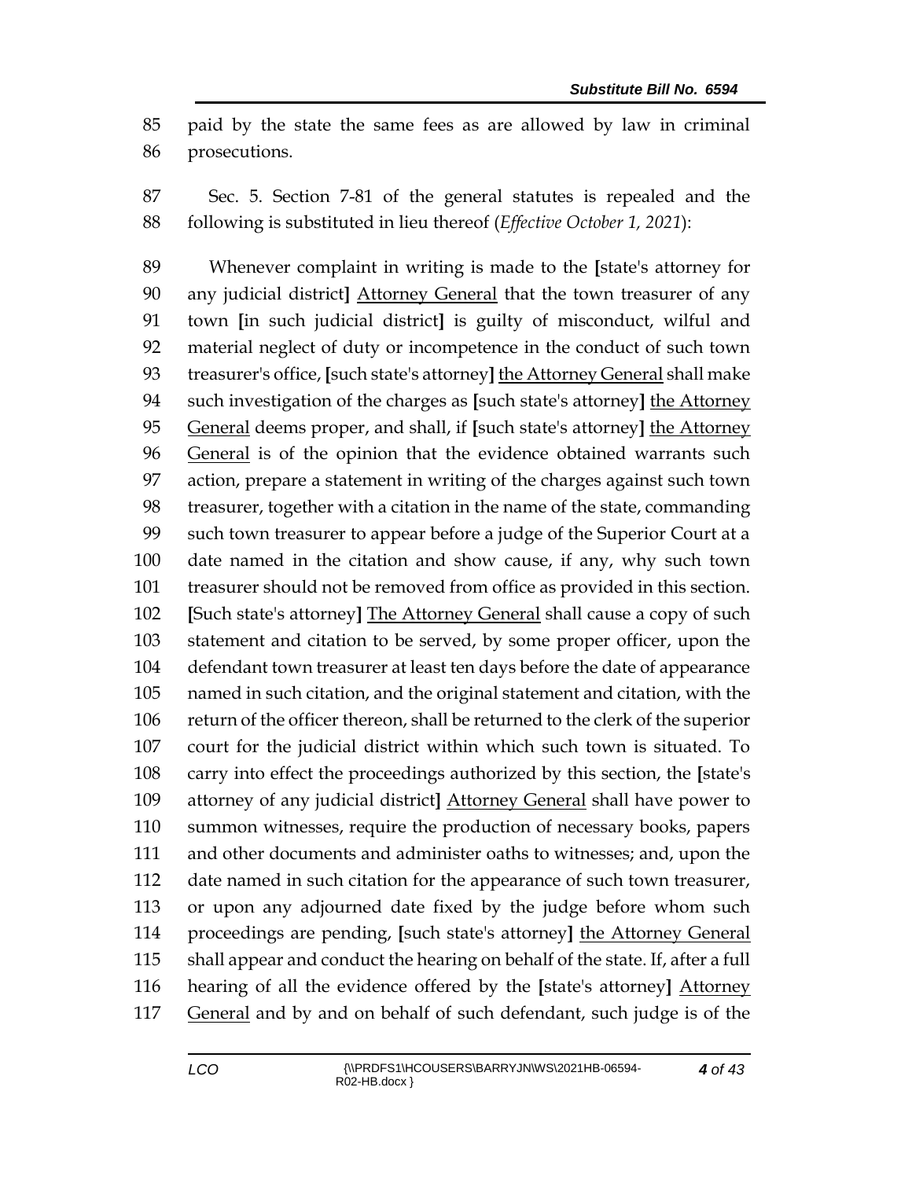paid by the state the same fees as are allowed by law in criminal prosecutions.

Sec. 5. Section 7-81 of the general statutes is repealed and the following is substituted in lieu thereof (*Effective October 1, 2021*):

Whenever complaint in writing is made to the **[**state's attorney for any judicial district**]** <u>Attorney General</u> that the town treasurer of any town **[**in such judicial district**]** is guilty of misconduct, wilful and material neglect of duty or incompetence in the conduct of such town treasurer's office, **[**such state's attorney**]** <u>the Attorney General</u> shall make such investigation of the charges as **[**such state's attorney**]** <u>the Attorney General</u> deems proper, and shall, if **[**such state's attorney**]** <u>the Attorney General</u> is of the opinion that the evidence obtained warrants such action, prepare a statement in writing of the charges against such town treasurer, together with a citation in the name of the state, commanding such town treasurer to appear before a judge of the Superior Court at a date named in the citation and show cause, if any, why such town treasurer should not be removed from office as provided in this section. **[**Such state's attorney**]** <u>The Attorney General</u> shall cause a copy of such statement and citation to be served, by some proper officer, upon the defendant town treasurer at least ten days before the date of appearance named in such citation, and the original statement and citation, with the return of the officer thereon, shall be returned to the clerk of the superior court for the judicial district within which such town is situated. To carry into effect the proceedings authorized by this section, the **[**state's attorney of any judicial district**]** <u>Attorney General</u> shall have power to summon witnesses, require the production of necessary books, papers and other documents and administer oaths to witnesses; and, upon the date named in such citation for the appearance of such town treasurer, or upon any adjourned date fixed by the judge before whom such proceedings are pending, **[**such state's attorney**]** <u>the Attorney General</u> shall appear and conduct the hearing on behalf of the state. If, after a full hearing of all the evidence offered by the **[**state's attorney**]** <u>Attorney General</u> and by and on behalf of such defendant, such judge is of the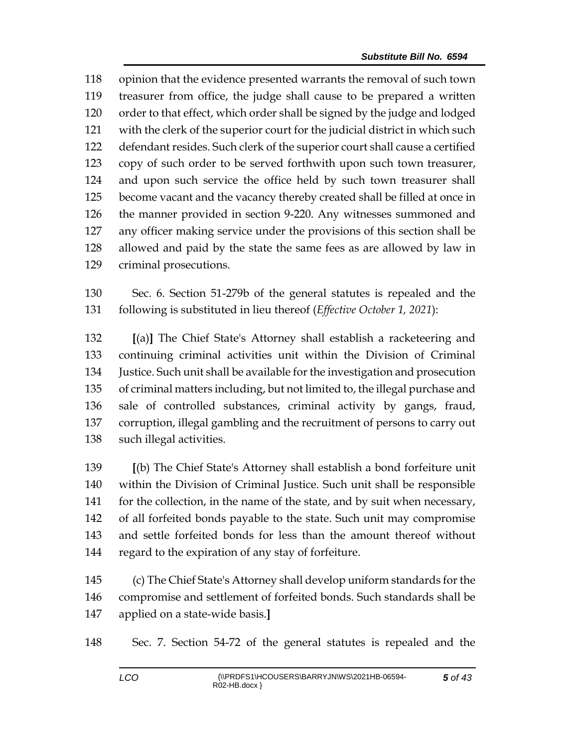opinion that the evidence presented warrants the removal of such town treasurer from office, the judge shall cause to be prepared a written order to that effect, which order shall be signed by the judge and lodged with the clerk of the superior court for the judicial district in which such defendant resides. Such clerk of the superior court shall cause a certified copy of such order to be served forthwith upon such town treasurer, and upon such service the office held by such town treasurer shall become vacant and the vacancy thereby created shall be filled at once in the manner provided in section 9-220. Any witnesses summoned and any officer making service under the provisions of this section shall be allowed and paid by the state the same fees as are allowed by law in criminal prosecutions.

Sec. 6. Section 51-279b of the general statutes is repealed and the following is substituted in lieu thereof (*Effective October 1, 2021*):

[(a)] The Chief State's Attorney shall establish a racketeering and continuing criminal activities unit within the Division of Criminal Justice. Such unit shall be available for the investigation and prosecution of criminal matters including, but not limited to, the illegal purchase and sale of controlled substances, criminal activity by gangs, fraud, corruption, illegal gambling and the recruitment of persons to carry out such illegal activities.

[(b) The Chief State's Attorney shall establish a bond forfeiture unit within the Division of Criminal Justice. Such unit shall be responsible for the collection, in the name of the state, and by suit when necessary, of all forfeited bonds payable to the state. Such unit may compromise and settle forfeited bonds for less than the amount thereof without regard to the expiration of any stay of forfeiture.

(c) The Chief State's Attorney shall develop uniform standards for the compromise and settlement of forfeited bonds. Such standards shall be applied on a state-wide basis.]

Sec. 7. Section 54-72 of the general statutes is repealed and the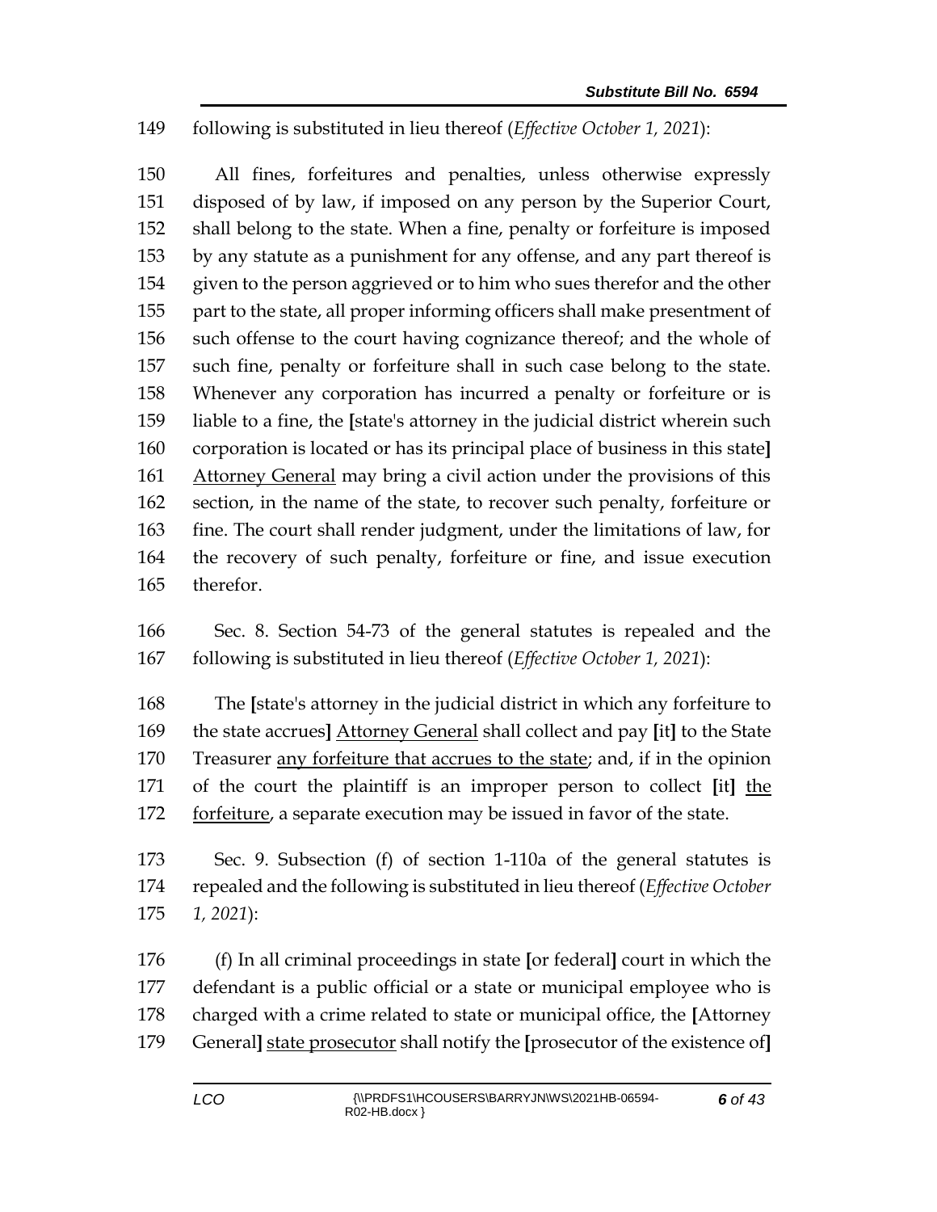149 following is substituted in lieu thereof (*Effective October 1, 2021*):

150 All fines, forfeitures and penalties, unless otherwise expressly
151 disposed of by law, if imposed on any person by the Superior Court,
152 shall belong to the state. When a fine, penalty or forfeiture is imposed
153 by any statute as a punishment for any offense, and any part thereof is
154 given to the person aggrieved or to him who sues therefor and the other
155 part to the state, all proper informing officers shall make presentment of
156 such offense to the court having cognizance thereof; and the whole of
157 such fine, penalty or forfeiture shall in such case belong to the state.
158 Whenever any corporation has incurred a penalty or forfeiture or is
159 liable to a fine, the **[**state's attorney in the judicial district wherein such
160 corporation is located or has its principal place of business in this state**]**
161 <u>Attorney General</u> may bring a civil action under the provisions of this
162 section, in the name of the state, to recover such penalty, forfeiture or
163 fine. The court shall render judgment, under the limitations of law, for
164 the recovery of such penalty, forfeiture or fine, and issue execution
165 therefor.

166 Sec. 8. Section 54-73 of the general statutes is repealed and the
167 following is substituted in lieu thereof (*Effective October 1, 2021*):

168 The **[**state's attorney in the judicial district in which any forfeiture to
169 the state accrues**]** <u>Attorney General</u> shall collect and pay **[**it**]** to the State
170 Treasurer <u>any forfeiture that accrues to the state</u>; and, if in the opinion
171 of the court the plaintiff is an improper person to collect **[**it**]** <u>the</u>
172 <u>forfeiture</u>, a separate execution may be issued in favor of the state.

173 Sec. 9. Subsection (f) of section 1-110a of the general statutes is
174 repealed and the following is substituted in lieu thereof (*Effective October*
175 *1, 2021*):

176 (f) In all criminal proceedings in state **[**or federal**]** court in which the
177 defendant is a public official or a state or municipal employee who is
178 charged with a crime related to state or municipal office, the **[**Attorney
179 General**]** <u>state prosecutor</u> shall notify the **[**prosecutor of the existence of**]**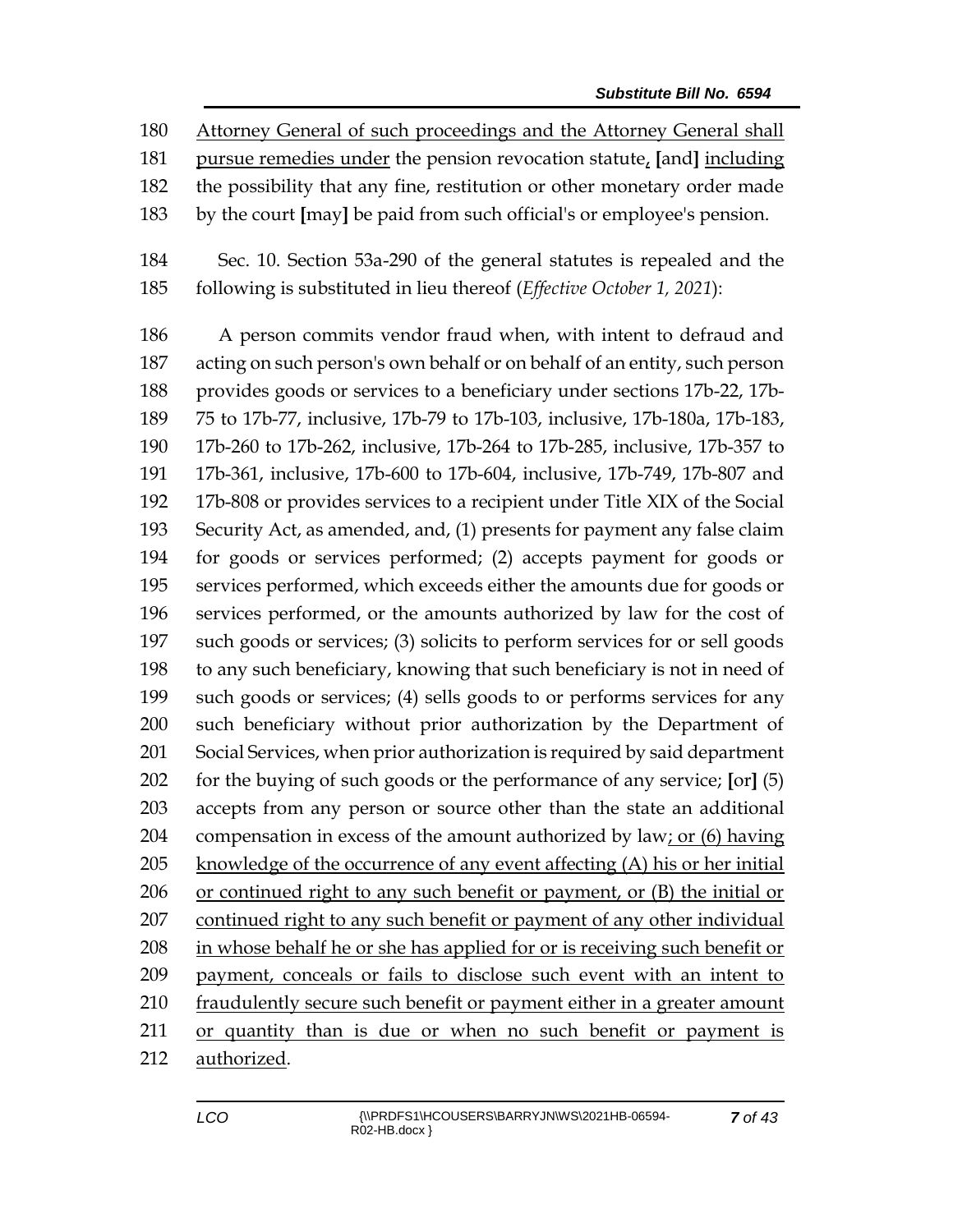Attorney General of such proceedings and the Attorney General shall pursue remedies under the pension revocation statute, [and] including the possibility that any fine, restitution or other monetary order made by the court [may] be paid from such official's or employee's pension.

Sec. 10. Section 53a-290 of the general statutes is repealed and the following is substituted in lieu thereof (*Effective October 1, 2021*):

A person commits vendor fraud when, with intent to defraud and acting on such person's own behalf or on behalf of an entity, such person provides goods or services to a beneficiary under sections 17b-22, 17b-75 to 17b-77, inclusive, 17b-79 to 17b-103, inclusive, 17b-180a, 17b-183, 17b-260 to 17b-262, inclusive, 17b-264 to 17b-285, inclusive, 17b-357 to 17b-361, inclusive, 17b-600 to 17b-604, inclusive, 17b-749, 17b-807 and 17b-808 or provides services to a recipient under Title XIX of the Social Security Act, as amended, and, (1) presents for payment any false claim for goods or services performed; (2) accepts payment for goods or services performed, which exceeds either the amounts due for goods or services performed, or the amounts authorized by law for the cost of such goods or services; (3) solicits to perform services for or sell goods to any such beneficiary, knowing that such beneficiary is not in need of such goods or services; (4) sells goods to or performs services for any such beneficiary without prior authorization by the Department of Social Services, when prior authorization is required by said department for the buying of such goods or the performance of any service; [or] (5) accepts from any person or source other than the state an additional compensation in excess of the amount authorized by law; or (6) having knowledge of the occurrence of any event affecting (A) his or her initial or continued right to any such benefit or payment, or (B) the initial or continued right to any such benefit or payment of any other individual in whose behalf he or she has applied for or is receiving such benefit or payment, conceals or fails to disclose such event with an intent to fraudulently secure such benefit or payment either in a greater amount or quantity than is due or when no such benefit or payment is authorized.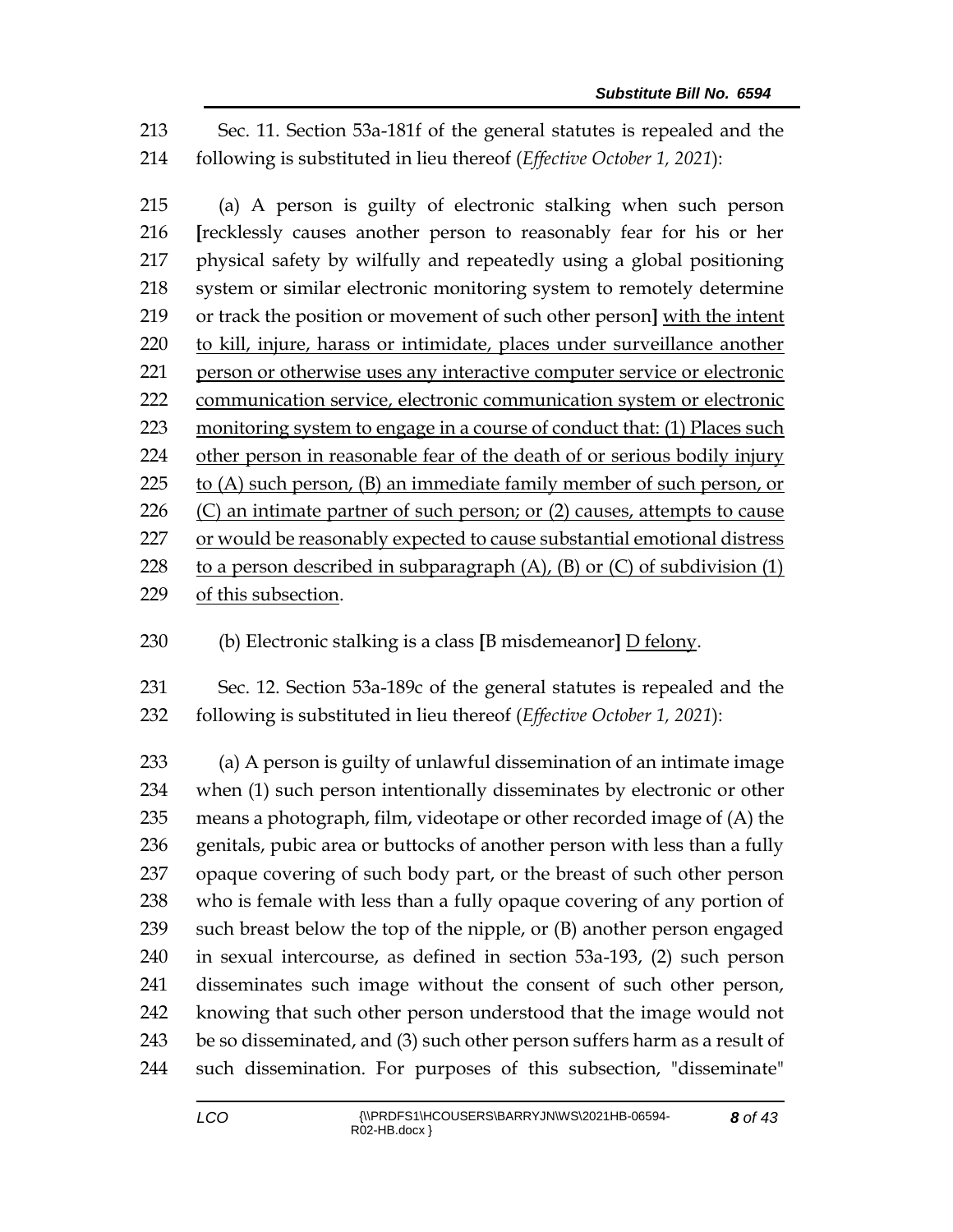Sec. 11. Section 53a-181f of the general statutes is repealed and the following is substituted in lieu thereof (*Effective October 1, 2021*):

(a) A person is guilty of electronic stalking when such person [recklessly causes another person to reasonably fear for his or her physical safety by wilfully and repeatedly using a global positioning system or similar electronic monitoring system to remotely determine or track the position or movement of such other person] <u>with the intent to kill, injure, harass or intimidate, places under surveillance another person or otherwise uses any interactive computer service or electronic communication service, electronic communication system or electronic monitoring system to engage in a course of conduct that: (1) Places such other person in reasonable fear of the death of or serious bodily injury to (A) such person, (B) an immediate family member of such person, or (C) an intimate partner of such person; or (2) causes, attempts to cause or would be reasonably expected to cause substantial emotional distress to a person described in subparagraph (A), (B) or (C) of subdivision (1) of this subsection</u>.

(b) Electronic stalking is a class [B misdemeanor] <u>D felony</u>.

Sec. 12. Section 53a-189c of the general statutes is repealed and the following is substituted in lieu thereof (*Effective October 1, 2021*):

(a) A person is guilty of unlawful dissemination of an intimate image when (1) such person intentionally disseminates by electronic or other means a photograph, film, videotape or other recorded image of (A) the genitals, pubic area or buttocks of another person with less than a fully opaque covering of such body part, or the breast of such other person who is female with less than a fully opaque covering of any portion of such breast below the top of the nipple, or (B) another person engaged in sexual intercourse, as defined in section 53a-193, (2) such person disseminates such image without the consent of such other person, knowing that such other person understood that the image would not be so disseminated, and (3) such other person suffers harm as a result of such dissemination. For purposes of this subsection, "disseminate"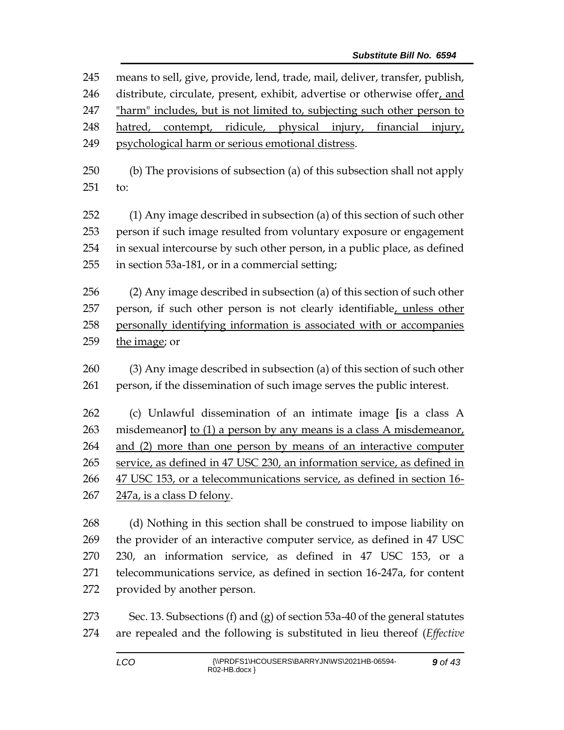245 means to sell, give, provide, lend, trade, mail, deliver, transfer, publish,
246 distribute, circulate, present, exhibit, advertise or otherwise offer, and
247 "harm" includes, but is not limited to, subjecting such other person to
248 hatred, contempt, ridicule, physical injury, financial injury,
249 psychological harm or serious emotional distress.

250 (b) The provisions of subsection (a) of this subsection shall not apply
251 to:

252 (1) Any image described in subsection (a) of this section of such other
253 person if such image resulted from voluntary exposure or engagement
254 in sexual intercourse by such other person, in a public place, as defined
255 in section 53a-181, or in a commercial setting;

256 (2) Any image described in subsection (a) of this section of such other
257 person, if such other person is not clearly identifiable, unless other
258 personally identifying information is associated with or accompanies
259 the image; or

260 (3) Any image described in subsection (a) of this section of such other
261 person, if the dissemination of such image serves the public interest.

262 (c) Unlawful dissemination of an intimate image [is a class A
263 misdemeanor] to (1) a person by any means is a class A misdemeanor,
264 and (2) more than one person by means of an interactive computer
265 service, as defined in 47 USC 230, an information service, as defined in
266 47 USC 153, or a telecommunications service, as defined in section 16-
267 247a, is a class D felony.

268 (d) Nothing in this section shall be construed to impose liability on
269 the provider of an interactive computer service, as defined in 47 USC
270 230, an information service, as defined in 47 USC 153, or a
271 telecommunications service, as defined in section 16-247a, for content
272 provided by another person.

273 Sec. 13. Subsections (f) and (g) of section 53a-40 of the general statutes
274 are repealed and the following is substituted in lieu thereof (*Effective*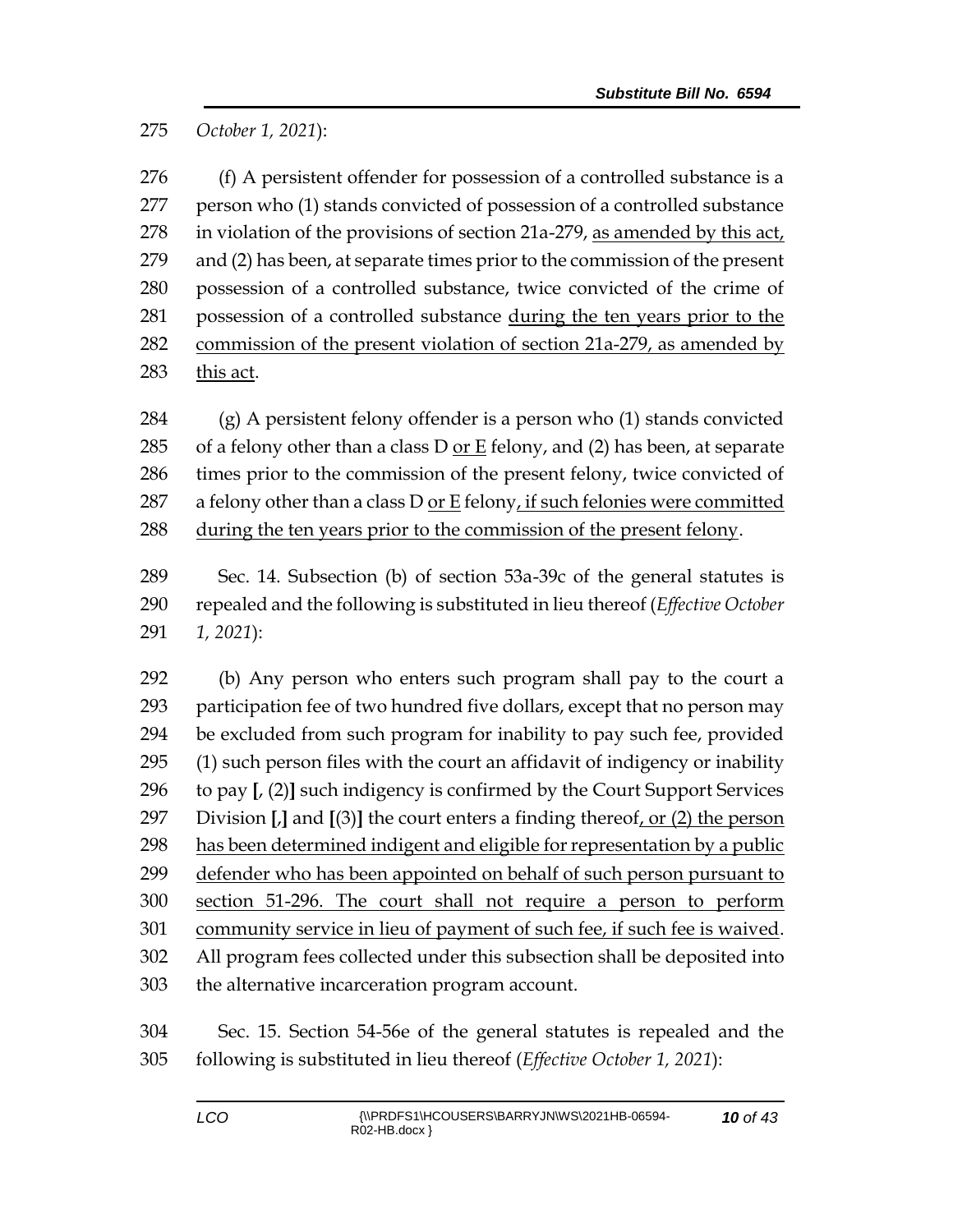October 1, 2021*):

(f) A persistent offender for possession of a controlled substance is a person who (1) stands convicted of possession of a controlled substance in violation of the provisions of section 21a-279, <u>as amended by this act,</u> and (2) has been, at separate times prior to the commission of the present possession of a controlled substance, twice convicted of the crime of possession of a controlled substance <u>during the ten years prior to the commission of the present violation of section 21a-279, as amended by this act</u>.

(g) A persistent felony offender is a person who (1) stands convicted of a felony other than a class D <u>or E</u> felony, and (2) has been, at separate times prior to the commission of the present felony, twice convicted of a felony other than a class D <u>or E</u> felony<u>, if such felonies were committed during the ten years prior to the commission of the present felony</u>.

Sec. 14. Subsection (b) of section 53a-39c of the general statutes is repealed and the following is substituted in lieu thereof (*Effective October 1, 2021*):

(b) Any person who enters such program shall pay to the court a participation fee of two hundred five dollars, except that no person may be excluded from such program for inability to pay such fee, provided (1) such person files with the court an affidavit of indigency or inability to pay **[**, (2)**]** such indigency is confirmed by the Court Support Services Division **[**,**]** and **[**(3)**]** the court enters a finding thereof<u>, or (2) the person has been determined indigent and eligible for representation by a public defender who has been appointed on behalf of such person pursuant to section 51-296. The court shall not require a person to perform community service in lieu of payment of such fee, if such fee is waived</u>. All program fees collected under this subsection shall be deposited into the alternative incarceration program account.

Sec. 15. Section 54-56e of the general statutes is repealed and the following is substituted in lieu thereof (*Effective October 1, 2021*):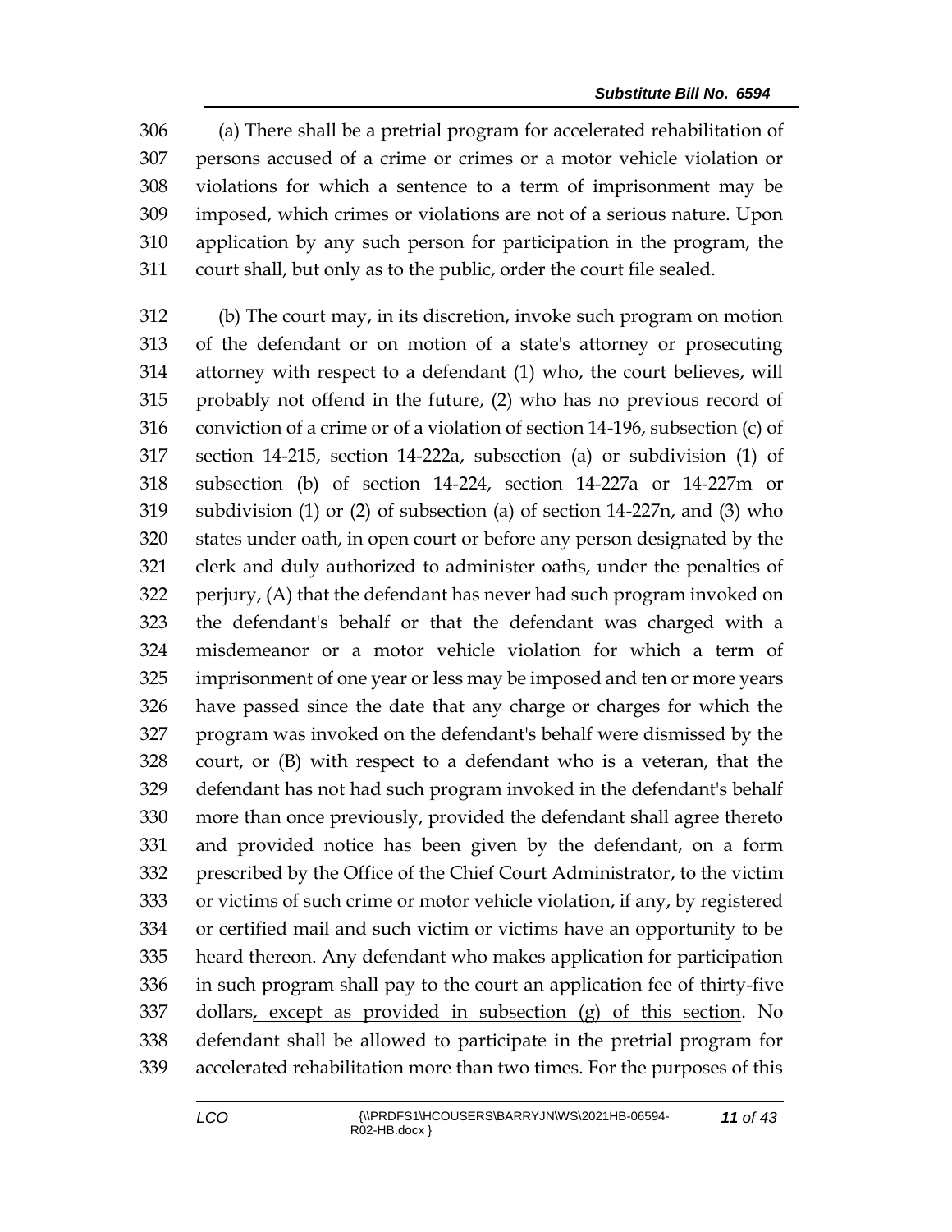(a) There shall be a pretrial program for accelerated rehabilitation of persons accused of a crime or crimes or a motor vehicle violation or violations for which a sentence to a term of imprisonment may be imposed, which crimes or violations are not of a serious nature. Upon application by any such person for participation in the program, the court shall, but only as to the public, order the court file sealed.

(b) The court may, in its discretion, invoke such program on motion of the defendant or on motion of a state's attorney or prosecuting attorney with respect to a defendant (1) who, the court believes, will probably not offend in the future, (2) who has no previous record of conviction of a crime or of a violation of section 14-196, subsection (c) of section 14-215, section 14-222a, subsection (a) or subdivision (1) of subsection (b) of section 14-224, section 14-227a or 14-227m or subdivision (1) or (2) of subsection (a) of section 14-227n, and (3) who states under oath, in open court or before any person designated by the clerk and duly authorized to administer oaths, under the penalties of perjury, (A) that the defendant has never had such program invoked on the defendant's behalf or that the defendant was charged with a misdemeanor or a motor vehicle violation for which a term of imprisonment of one year or less may be imposed and ten or more years have passed since the date that any charge or charges for which the program was invoked on the defendant's behalf were dismissed by the court, or (B) with respect to a defendant who is a veteran, that the defendant has not had such program invoked in the defendant's behalf more than once previously, provided the defendant shall agree thereto and provided notice has been given by the defendant, on a form prescribed by the Office of the Chief Court Administrator, to the victim or victims of such crime or motor vehicle violation, if any, by registered or certified mail and such victim or victims have an opportunity to be heard thereon. Any defendant who makes application for participation in such program shall pay to the court an application fee of thirty-five dollars<u>, except as provided in subsection (g) of this section</u>. No defendant shall be allowed to participate in the pretrial program for accelerated rehabilitation more than two times. For the purposes of this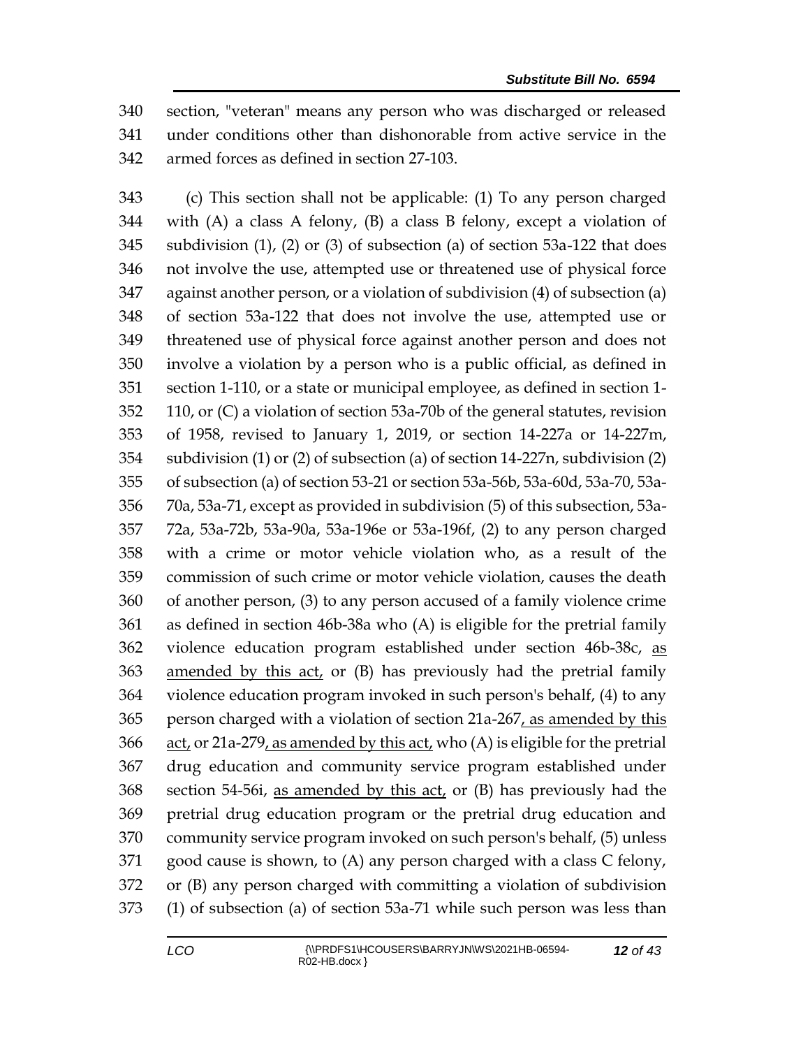section, "veteran" means any person who was discharged or released under conditions other than dishonorable from active service in the armed forces as defined in section 27-103.

(c) This section shall not be applicable: (1) To any person charged with (A) a class A felony, (B) a class B felony, except a violation of subdivision (1), (2) or (3) of subsection (a) of section 53a-122 that does not involve the use, attempted use or threatened use of physical force against another person, or a violation of subdivision (4) of subsection (a) of section 53a-122 that does not involve the use, attempted use or threatened use of physical force against another person and does not involve a violation by a person who is a public official, as defined in section 1-110, or a state or municipal employee, as defined in section 1-110, or (C) a violation of section 53a-70b of the general statutes, revision of 1958, revised to January 1, 2019, or section 14-227a or 14-227m, subdivision (1) or (2) of subsection (a) of section 14-227n, subdivision (2) of subsection (a) of section 53-21 or section 53a-56b, 53a-60d, 53a-70, 53a-70a, 53a-71, except as provided in subdivision (5) of this subsection, 53a-72a, 53a-72b, 53a-90a, 53a-196e or 53a-196f, (2) to any person charged with a crime or motor vehicle violation who, as a result of the commission of such crime or motor vehicle violation, causes the death of another person, (3) to any person accused of a family violence crime as defined in section 46b-38a who (A) is eligible for the pretrial family violence education program established under section 46b-38c, as amended by this act, or (B) has previously had the pretrial family violence education program invoked in such person's behalf, (4) to any person charged with a violation of section 21a-267, as amended by this act, or 21a-279, as amended by this act, who (A) is eligible for the pretrial drug education and community service program established under section 54-56i, as amended by this act, or (B) has previously had the pretrial drug education program or the pretrial drug education and community service program invoked on such person's behalf, (5) unless good cause is shown, to (A) any person charged with a class C felony, or (B) any person charged with committing a violation of subdivision (1) of subsection (a) of section 53a-71 while such person was less than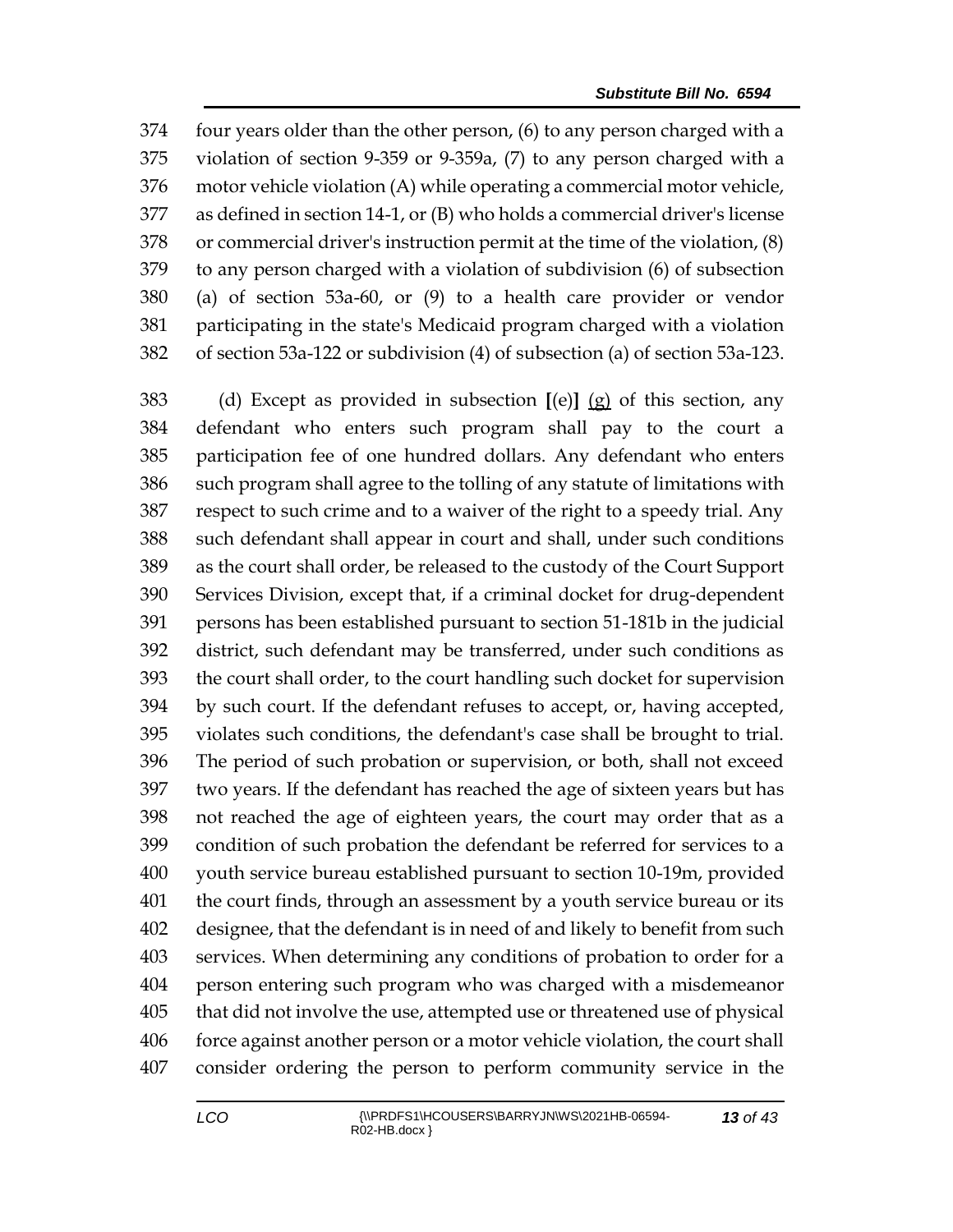374 four years older than the other person, (6) to any person charged with a
375 violation of section 9-359 or 9-359a, (7) to any person charged with a
376 motor vehicle violation (A) while operating a commercial motor vehicle,
377 as defined in section 14-1, or (B) who holds a commercial driver's license
378 or commercial driver's instruction permit at the time of the violation, (8)
379 to any person charged with a violation of subdivision (6) of subsection
380 (a) of section 53a-60, or (9) to a health care provider or vendor
381 participating in the state's Medicaid program charged with a violation
382 of section 53a-122 or subdivision (4) of subsection (a) of section 53a-123.

383 (d) Except as provided in subsection **[**(e)**]** <u>(g)</u> of this section, any
384 defendant who enters such program shall pay to the court a
385 participation fee of one hundred dollars. Any defendant who enters
386 such program shall agree to the tolling of any statute of limitations with
387 respect to such crime and to a waiver of the right to a speedy trial. Any
388 such defendant shall appear in court and shall, under such conditions
389 as the court shall order, be released to the custody of the Court Support
390 Services Division, except that, if a criminal docket for drug-dependent
391 persons has been established pursuant to section 51-181b in the judicial
392 district, such defendant may be transferred, under such conditions as
393 the court shall order, to the court handling such docket for supervision
394 by such court. If the defendant refuses to accept, or, having accepted,
395 violates such conditions, the defendant's case shall be brought to trial.
396 The period of such probation or supervision, or both, shall not exceed
397 two years. If the defendant has reached the age of sixteen years but has
398 not reached the age of eighteen years, the court may order that as a
399 condition of such probation the defendant be referred for services to a
400 youth service bureau established pursuant to section 10-19m, provided
401 the court finds, through an assessment by a youth service bureau or its
402 designee, that the defendant is in need of and likely to benefit from such
403 services. When determining any conditions of probation to order for a
404 person entering such program who was charged with a misdemeanor
405 that did not involve the use, attempted use or threatened use of physical
406 force against another person or a motor vehicle violation, the court shall
407 consider ordering the person to perform community service in the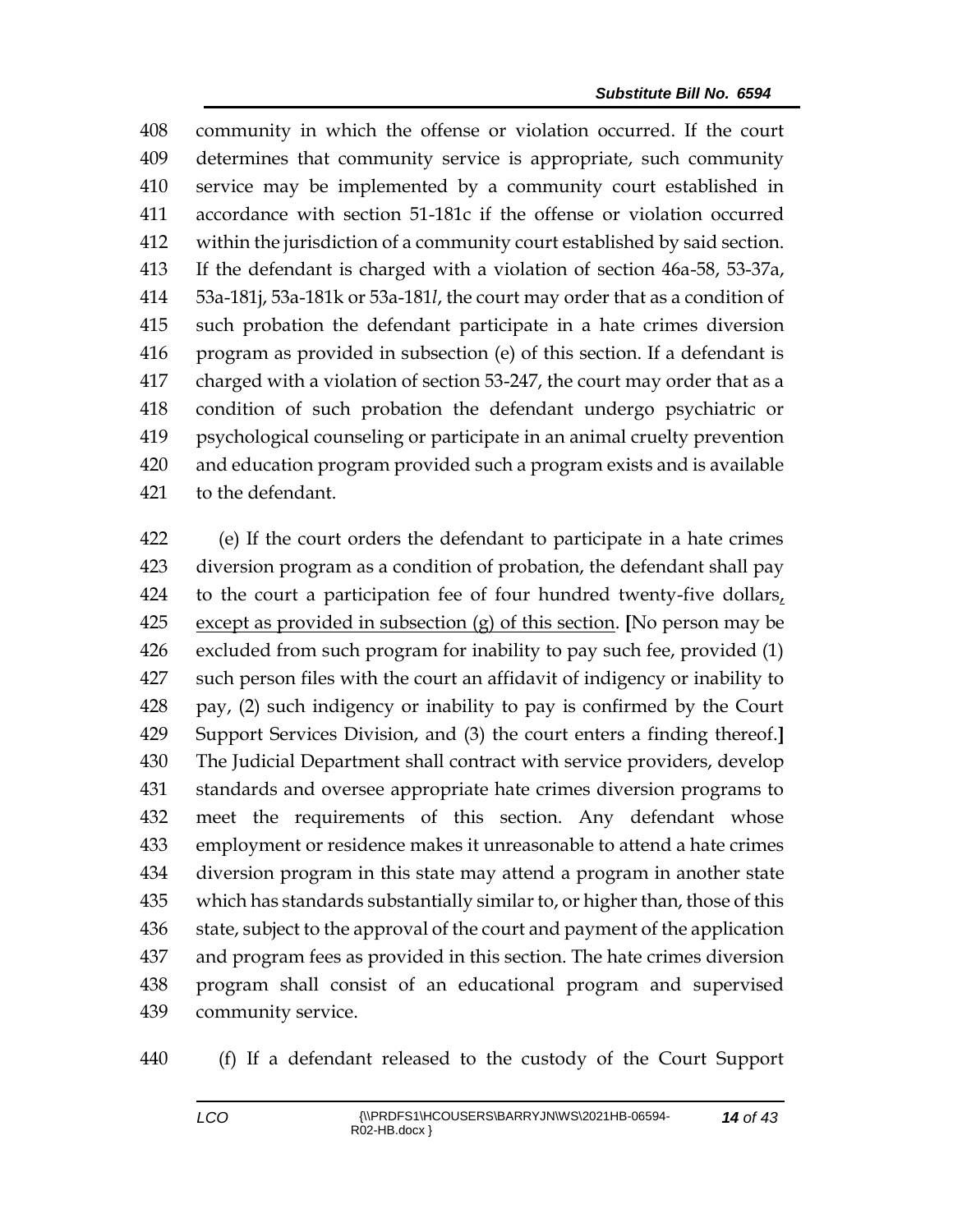community in which the offense or violation occurred. If the court determines that community service is appropriate, such community service may be implemented by a community court established in accordance with section 51-181c if the offense or violation occurred within the jurisdiction of a community court established by said section. If the defendant is charged with a violation of section 46a-58, 53-37a, 53a-181j, 53a-181k or 53a-181*l*, the court may order that as a condition of such probation the defendant participate in a hate crimes diversion program as provided in subsection (e) of this section. If a defendant is charged with a violation of section 53-247, the court may order that as a condition of such probation the defendant undergo psychiatric or psychological counseling or participate in an animal cruelty prevention and education program provided such a program exists and is available to the defendant.

(e) If the court orders the defendant to participate in a hate crimes diversion program as a condition of probation, the defendant shall pay to the court a participation fee of four hundred twenty-five dollars, <u>except as provided in subsection (g) of this section</u>. **[**No person may be excluded from such program for inability to pay such fee, provided (1) such person files with the court an affidavit of indigency or inability to pay, (2) such indigency or inability to pay is confirmed by the Court Support Services Division, and (3) the court enters a finding thereof.**]** The Judicial Department shall contract with service providers, develop standards and oversee appropriate hate crimes diversion programs to meet the requirements of this section. Any defendant whose employment or residence makes it unreasonable to attend a hate crimes diversion program in this state may attend a program in another state which has standards substantially similar to, or higher than, those of this state, subject to the approval of the court and payment of the application and program fees as provided in this section. The hate crimes diversion program shall consist of an educational program and supervised community service.

(f) If a defendant released to the custody of the Court Support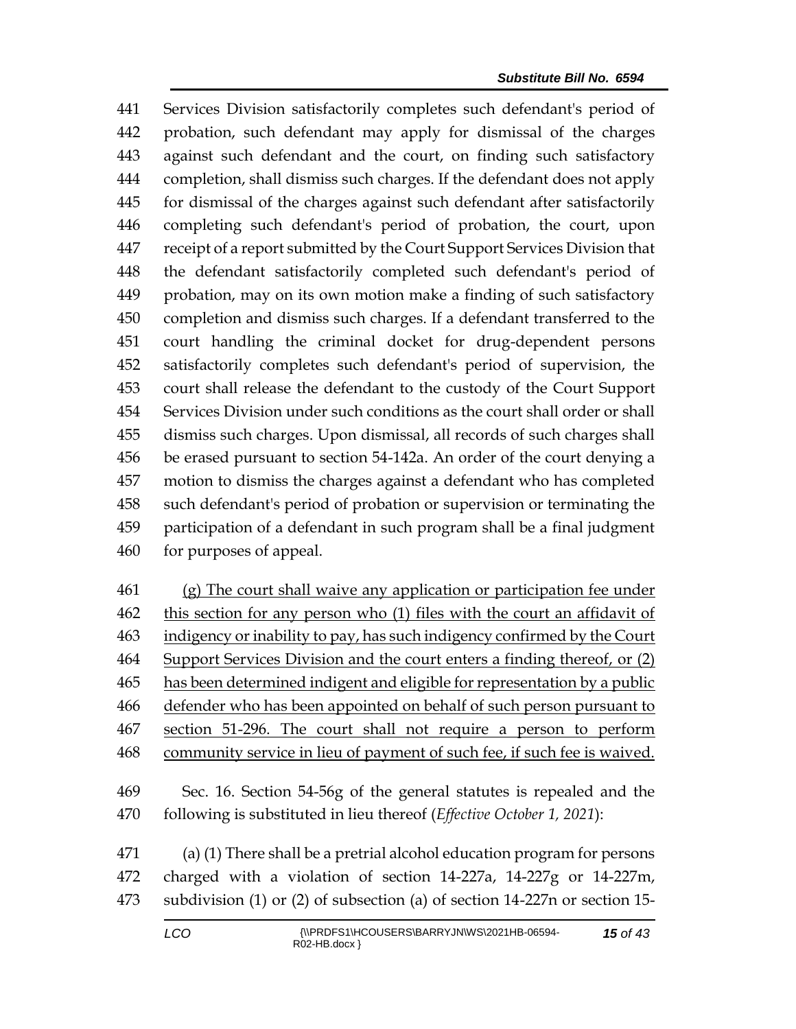441 Services Division satisfactorily completes such defendant's period of
442 probation, such defendant may apply for dismissal of the charges
443 against such defendant and the court, on finding such satisfactory
444 completion, shall dismiss such charges. If the defendant does not apply
445 for dismissal of the charges against such defendant after satisfactorily
446 completing such defendant's period of probation, the court, upon
447 receipt of a report submitted by the Court Support Services Division that
448 the defendant satisfactorily completed such defendant's period of
449 probation, may on its own motion make a finding of such satisfactory
450 completion and dismiss such charges. If a defendant transferred to the
451 court handling the criminal docket for drug-dependent persons
452 satisfactorily completes such defendant's period of supervision, the
453 court shall release the defendant to the custody of the Court Support
454 Services Division under such conditions as the court shall order or shall
455 dismiss such charges. Upon dismissal, all records of such charges shall
456 be erased pursuant to section 54-142a. An order of the court denying a
457 motion to dismiss the charges against a defendant who has completed
458 such defendant's period of probation or supervision or terminating the
459 participation of a defendant in such program shall be a final judgment
460 for purposes of appeal.

461 <u>(g) The court shall waive any application or participation fee under</u>
462 <u>this section for any person who (1) files with the court an affidavit of</u>
463 <u>indigency or inability to pay, has such indigency confirmed by the Court</u>
464 <u>Support Services Division and the court enters a finding thereof, or (2)</u>
465 <u>has been determined indigent and eligible for representation by a public</u>
466 <u>defender who has been appointed on behalf of such person pursuant to</u>
467 <u>section 51-296. The court shall not require a person to perform</u>
468 <u>community service in lieu of payment of such fee, if such fee is waived.</u>

469 Sec. 16. Section 54-56g of the general statutes is repealed and the
470 following is substituted in lieu thereof (*Effective October 1, 2021*):

471 (a) (1) There shall be a pretrial alcohol education program for persons
472 charged with a violation of section 14-227a, 14-227g or 14-227m,
473 subdivision (1) or (2) of subsection (a) of section 14-227n or section 15-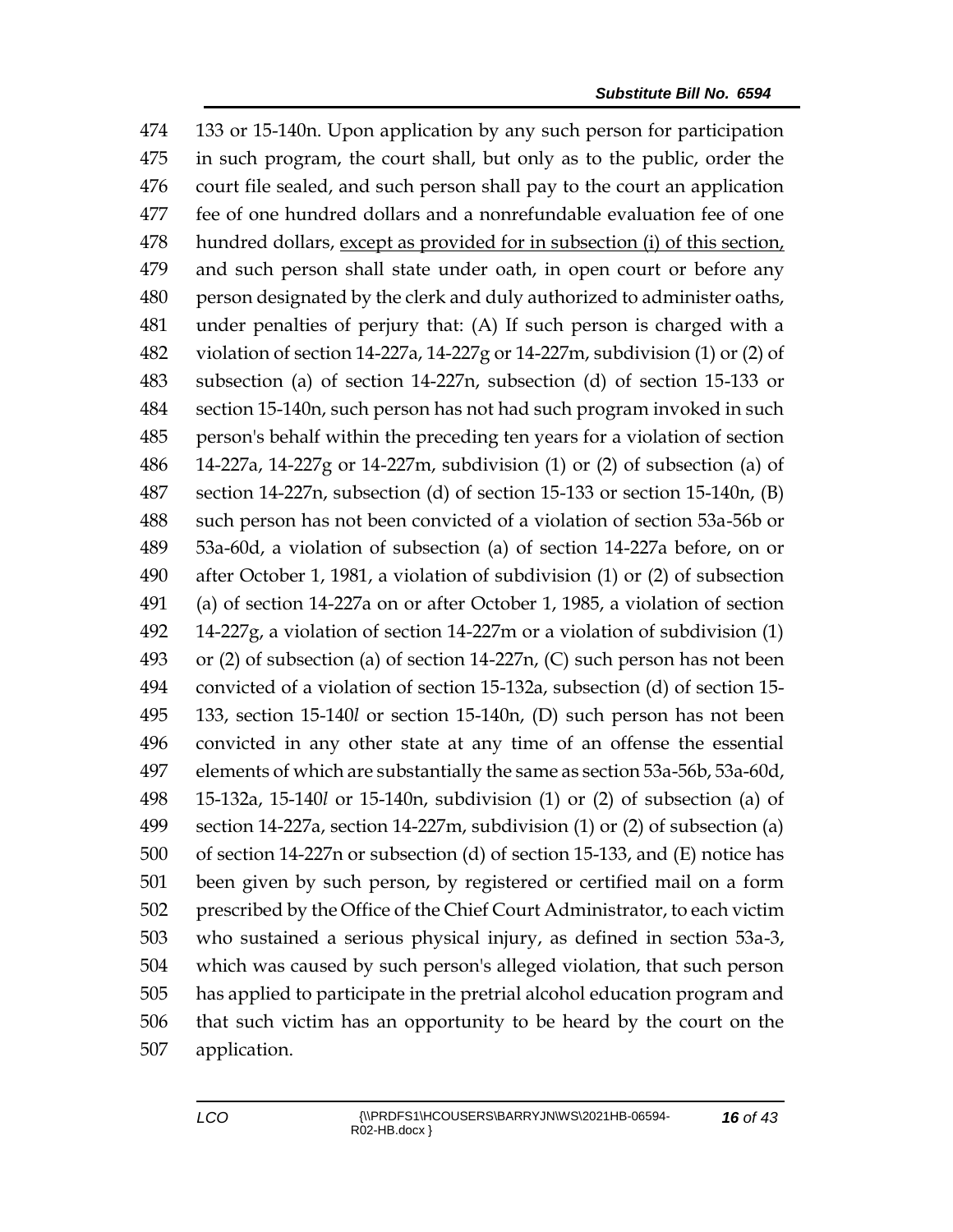133 or 15-140n. Upon application by any such person for participation in such program, the court shall, but only as to the public, order the court file sealed, and such person shall pay to the court an application fee of one hundred dollars and a nonrefundable evaluation fee of one hundred dollars, <u>except as provided for in subsection (i) of this section,</u> and such person shall state under oath, in open court or before any person designated by the clerk and duly authorized to administer oaths, under penalties of perjury that: (A) If such person is charged with a violation of section 14-227a, 14-227g or 14-227m, subdivision (1) or (2) of subsection (a) of section 14-227n, subsection (d) of section 15-133 or section 15-140n, such person has not had such program invoked in such person's behalf within the preceding ten years for a violation of section 14-227a, 14-227g or 14-227m, subdivision (1) or (2) of subsection (a) of section 14-227n, subsection (d) of section 15-133 or section 15-140n, (B) such person has not been convicted of a violation of section 53a-56b or 53a-60d, a violation of subsection (a) of section 14-227a before, on or after October 1, 1981, a violation of subdivision (1) or (2) of subsection (a) of section 14-227a on or after October 1, 1985, a violation of section 14-227g, a violation of section 14-227m or a violation of subdivision (1) or (2) of subsection (a) of section 14-227n, (C) such person has not been convicted of a violation of section 15-132a, subsection (d) of section 15-133, section 15-140*l* or section 15-140n, (D) such person has not been convicted in any other state at any time of an offense the essential elements of which are substantially the same as section 53a-56b, 53a-60d, 15-132a, 15-140*l* or 15-140n, subdivision (1) or (2) of subsection (a) of section 14-227a, section 14-227m, subdivision (1) or (2) of subsection (a) of section 14-227n or subsection (d) of section 15-133, and (E) notice has been given by such person, by registered or certified mail on a form prescribed by the Office of the Chief Court Administrator, to each victim who sustained a serious physical injury, as defined in section 53a-3, which was caused by such person's alleged violation, that such person has applied to participate in the pretrial alcohol education program and that such victim has an opportunity to be heard by the court on the application.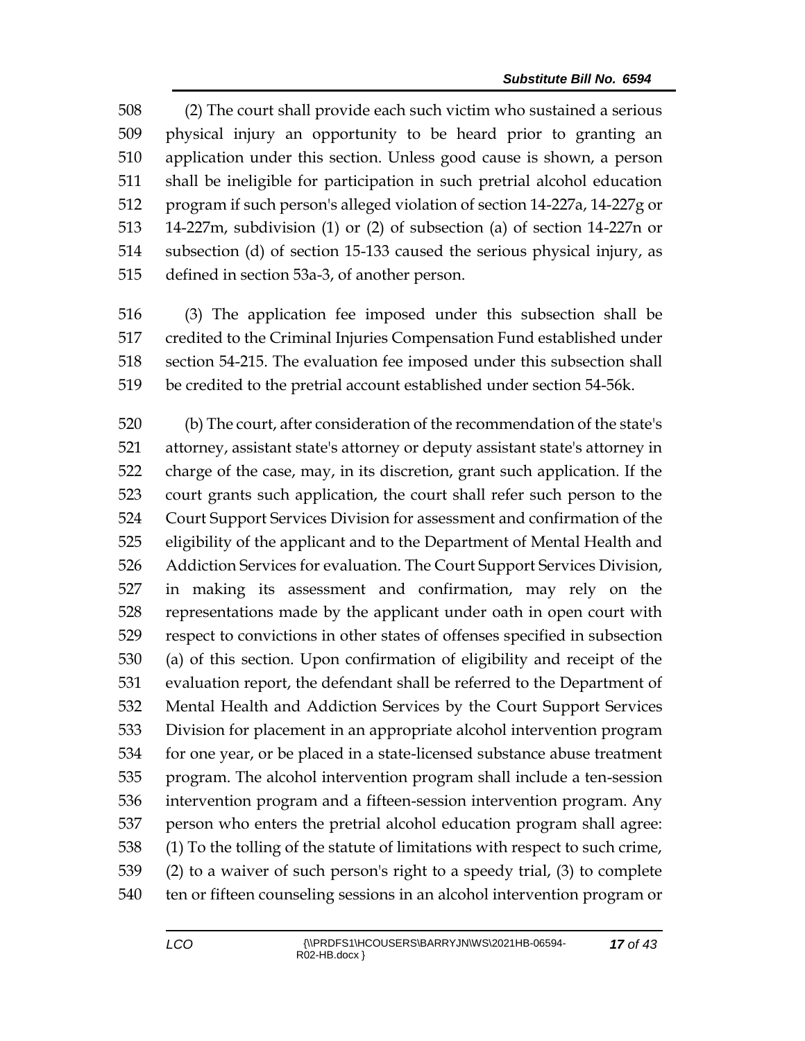(2) The court shall provide each such victim who sustained a serious physical injury an opportunity to be heard prior to granting an application under this section. Unless good cause is shown, a person shall be ineligible for participation in such pretrial alcohol education program if such person's alleged violation of section 14-227a, 14-227g or 14-227m, subdivision (1) or (2) of subsection (a) of section 14-227n or subsection (d) of section 15-133 caused the serious physical injury, as defined in section 53a-3, of another person.

(3) The application fee imposed under this subsection shall be credited to the Criminal Injuries Compensation Fund established under section 54-215. The evaluation fee imposed under this subsection shall be credited to the pretrial account established under section 54-56k.

(b) The court, after consideration of the recommendation of the state's attorney, assistant state's attorney or deputy assistant state's attorney in charge of the case, may, in its discretion, grant such application. If the court grants such application, the court shall refer such person to the Court Support Services Division for assessment and confirmation of the eligibility of the applicant and to the Department of Mental Health and Addiction Services for evaluation. The Court Support Services Division, in making its assessment and confirmation, may rely on the representations made by the applicant under oath in open court with respect to convictions in other states of offenses specified in subsection (a) of this section. Upon confirmation of eligibility and receipt of the evaluation report, the defendant shall be referred to the Department of Mental Health and Addiction Services by the Court Support Services Division for placement in an appropriate alcohol intervention program for one year, or be placed in a state-licensed substance abuse treatment program. The alcohol intervention program shall include a ten-session intervention program and a fifteen-session intervention program. Any person who enters the pretrial alcohol education program shall agree: (1) To the tolling of the statute of limitations with respect to such crime, (2) to a waiver of such person's right to a speedy trial, (3) to complete ten or fifteen counseling sessions in an alcohol intervention program or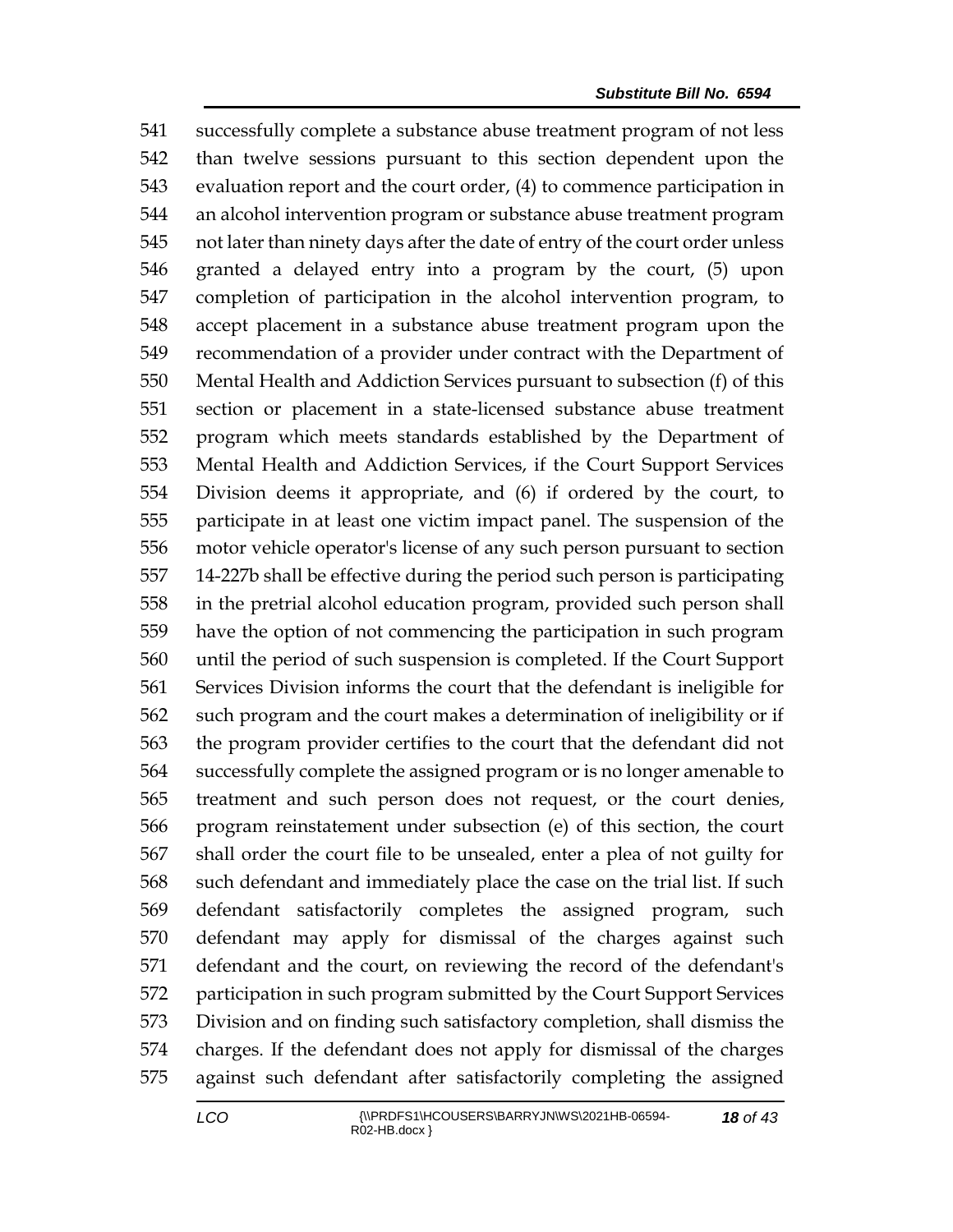541 successfully complete a substance abuse treatment program of not less
542 than twelve sessions pursuant to this section dependent upon the
543 evaluation report and the court order, (4) to commence participation in
544 an alcohol intervention program or substance abuse treatment program
545 not later than ninety days after the date of entry of the court order unless
546 granted a delayed entry into a program by the court, (5) upon
547 completion of participation in the alcohol intervention program, to
548 accept placement in a substance abuse treatment program upon the
549 recommendation of a provider under contract with the Department of
550 Mental Health and Addiction Services pursuant to subsection (f) of this
551 section or placement in a state-licensed substance abuse treatment
552 program which meets standards established by the Department of
553 Mental Health and Addiction Services, if the Court Support Services
554 Division deems it appropriate, and (6) if ordered by the court, to
555 participate in at least one victim impact panel. The suspension of the
556 motor vehicle operator's license of any such person pursuant to section
557 14-227b shall be effective during the period such person is participating
558 in the pretrial alcohol education program, provided such person shall
559 have the option of not commencing the participation in such program
560 until the period of such suspension is completed. If the Court Support
561 Services Division informs the court that the defendant is ineligible for
562 such program and the court makes a determination of ineligibility or if
563 the program provider certifies to the court that the defendant did not
564 successfully complete the assigned program or is no longer amenable to
565 treatment and such person does not request, or the court denies,
566 program reinstatement under subsection (e) of this section, the court
567 shall order the court file to be unsealed, enter a plea of not guilty for
568 such defendant and immediately place the case on the trial list. If such
569 defendant satisfactorily completes the assigned program, such
570 defendant may apply for dismissal of the charges against such
571 defendant and the court, on reviewing the record of the defendant's
572 participation in such program submitted by the Court Support Services
573 Division and on finding such satisfactory completion, shall dismiss the
574 charges. If the defendant does not apply for dismissal of the charges
575 against such defendant after satisfactorily completing the assigned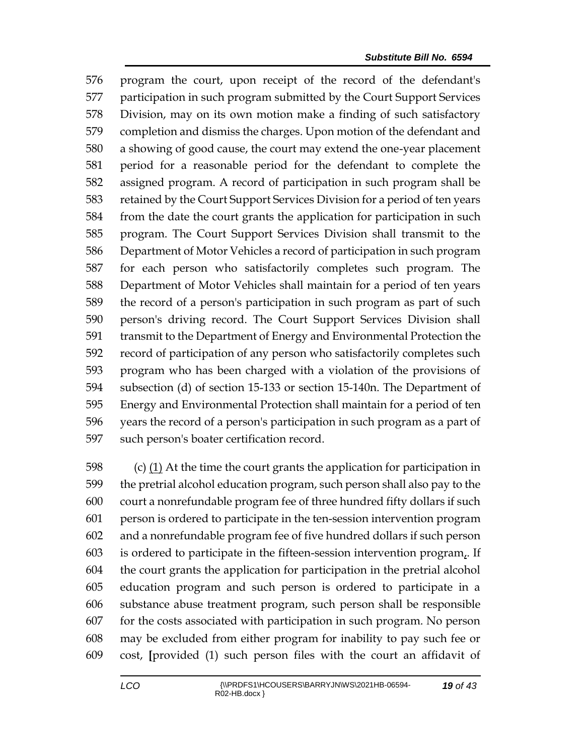576 program the court, upon receipt of the record of the defendant's
577 participation in such program submitted by the Court Support Services
578 Division, may on its own motion make a finding of such satisfactory
579 completion and dismiss the charges. Upon motion of the defendant and
580 a showing of good cause, the court may extend the one-year placement
581 period for a reasonable period for the defendant to complete the
582 assigned program. A record of participation in such program shall be
583 retained by the Court Support Services Division for a period of ten years
584 from the date the court grants the application for participation in such
585 program. The Court Support Services Division shall transmit to the
586 Department of Motor Vehicles a record of participation in such program
587 for each person who satisfactorily completes such program. The
588 Department of Motor Vehicles shall maintain for a period of ten years
589 the record of a person's participation in such program as part of such
590 person's driving record. The Court Support Services Division shall
591 transmit to the Department of Energy and Environmental Protection the
592 record of participation of any person who satisfactorily completes such
593 program who has been charged with a violation of the provisions of
594 subsection (d) of section 15-133 or section 15-140n. The Department of
595 Energy and Environmental Protection shall maintain for a period of ten
596 years the record of a person's participation in such program as a part of
597 such person's boater certification record.

598 (c) (1) At the time the court grants the application for participation in
599 the pretrial alcohol education program, such person shall also pay to the
600 court a nonrefundable program fee of three hundred fifty dollars if such
601 person is ordered to participate in the ten-session intervention program
602 and a nonrefundable program fee of five hundred dollars if such person
603 is ordered to participate in the fifteen-session intervention program[,]. If
604 the court grants the application for participation in the pretrial alcohol
605 education program and such person is ordered to participate in a
606 substance abuse treatment program, such person shall be responsible
607 for the costs associated with participation in such program. No person
608 may be excluded from either program for inability to pay such fee or
609 cost, [provided (1) such person files with the court an affidavit of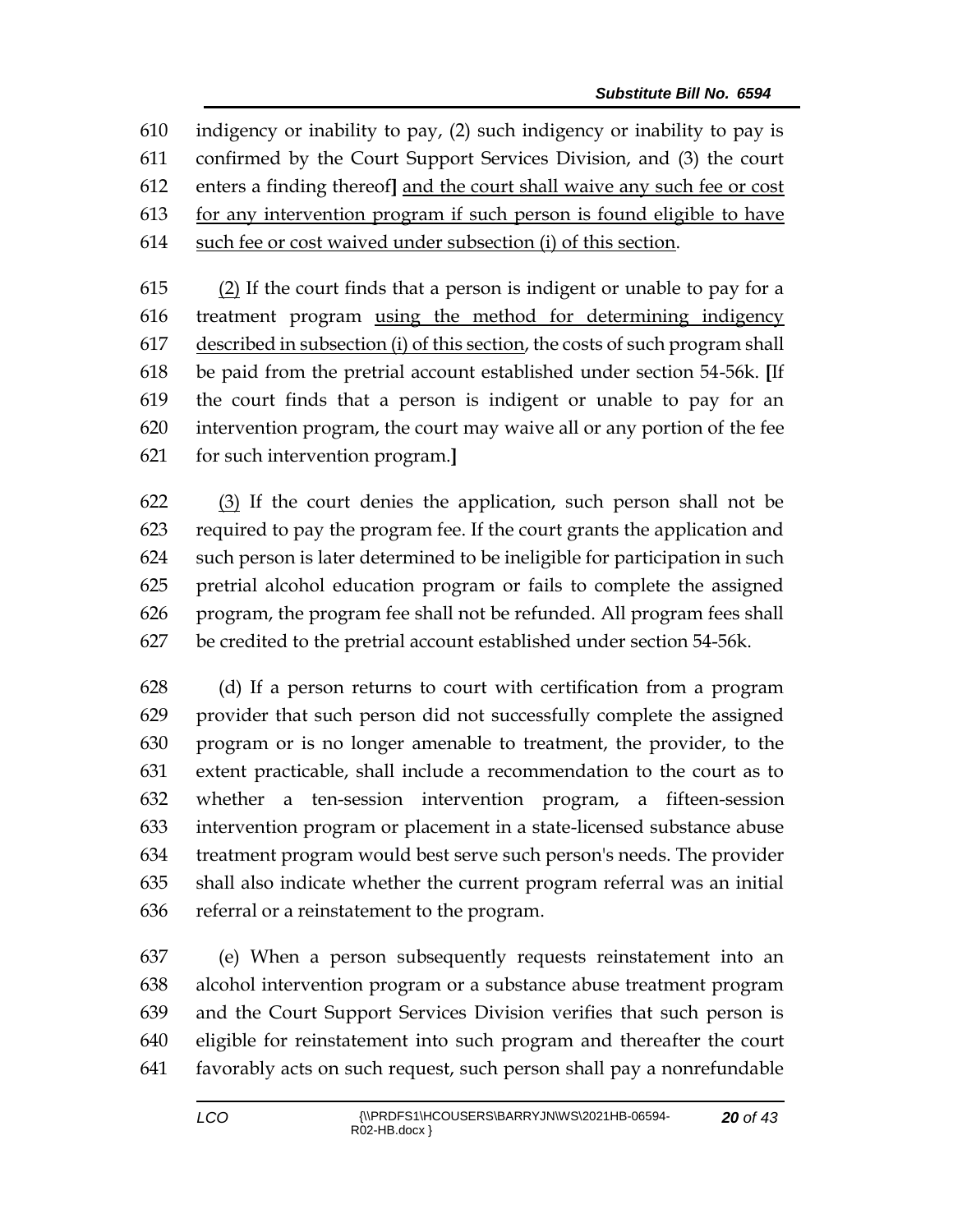610 indigency or inability to pay, (2) such indigency or inability to pay is
611 confirmed by the Court Support Services Division, and (3) the court
612 enters a finding thereof**]** <u>and the court shall waive any such fee or cost</u>
613 <u>for any intervention program if such person is found eligible to have</u>
614 <u>such fee or cost waived under subsection (i) of this section</u>.

615 <u>(2)</u> If the court finds that a person is indigent or unable to pay for a
616 treatment program <u>using the method for determining indigency</u>
617 <u>described in subsection (i) of this section</u>, the costs of such program shall
618 be paid from the pretrial account established under section 54-56k. **[**If
619 the court finds that a person is indigent or unable to pay for an
620 intervention program, the court may waive all or any portion of the fee
621 for such intervention program.**]**

622 <u>(3)</u> If the court denies the application, such person shall not be
623 required to pay the program fee. If the court grants the application and
624 such person is later determined to be ineligible for participation in such
625 pretrial alcohol education program or fails to complete the assigned
626 program, the program fee shall not be refunded. All program fees shall
627 be credited to the pretrial account established under section 54-56k.

628 (d) If a person returns to court with certification from a program
629 provider that such person did not successfully complete the assigned
630 program or is no longer amenable to treatment, the provider, to the
631 extent practicable, shall include a recommendation to the court as to
632 whether a ten-session intervention program, a fifteen-session
633 intervention program or placement in a state-licensed substance abuse
634 treatment program would best serve such person's needs. The provider
635 shall also indicate whether the current program referral was an initial
636 referral or a reinstatement to the program.

637 (e) When a person subsequently requests reinstatement into an
638 alcohol intervention program or a substance abuse treatment program
639 and the Court Support Services Division verifies that such person is
640 eligible for reinstatement into such program and thereafter the court
641 favorably acts on such request, such person shall pay a nonrefundable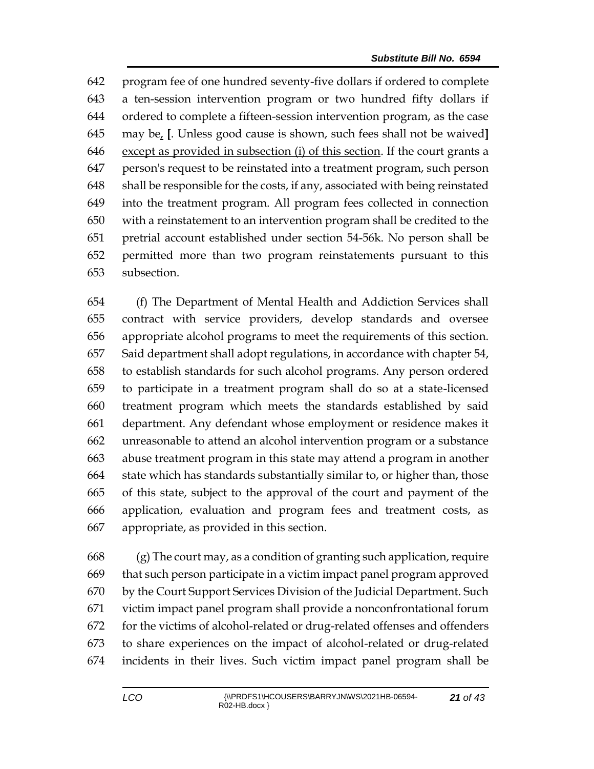program fee of one hundred seventy-five dollars if ordered to complete a ten-session intervention program or two hundred fifty dollars if ordered to complete a fifteen-session intervention program, as the case may be, [. Unless good cause is shown, such fees shall not be waived] except as provided in subsection (i) of this section. If the court grants a person's request to be reinstated into a treatment program, such person shall be responsible for the costs, if any, associated with being reinstated into the treatment program. All program fees collected in connection with a reinstatement to an intervention program shall be credited to the pretrial account established under section 54-56k. No person shall be permitted more than two program reinstatements pursuant to this subsection.

(f) The Department of Mental Health and Addiction Services shall contract with service providers, develop standards and oversee appropriate alcohol programs to meet the requirements of this section. Said department shall adopt regulations, in accordance with chapter 54, to establish standards for such alcohol programs. Any person ordered to participate in a treatment program shall do so at a state-licensed treatment program which meets the standards established by said department. Any defendant whose employment or residence makes it unreasonable to attend an alcohol intervention program or a substance abuse treatment program in this state may attend a program in another state which has standards substantially similar to, or higher than, those of this state, subject to the approval of the court and payment of the application, evaluation and program fees and treatment costs, as appropriate, as provided in this section.

(g) The court may, as a condition of granting such application, require that such person participate in a victim impact panel program approved by the Court Support Services Division of the Judicial Department. Such victim impact panel program shall provide a nonconfrontational forum for the victims of alcohol-related or drug-related offenses and offenders to share experiences on the impact of alcohol-related or drug-related incidents in their lives. Such victim impact panel program shall be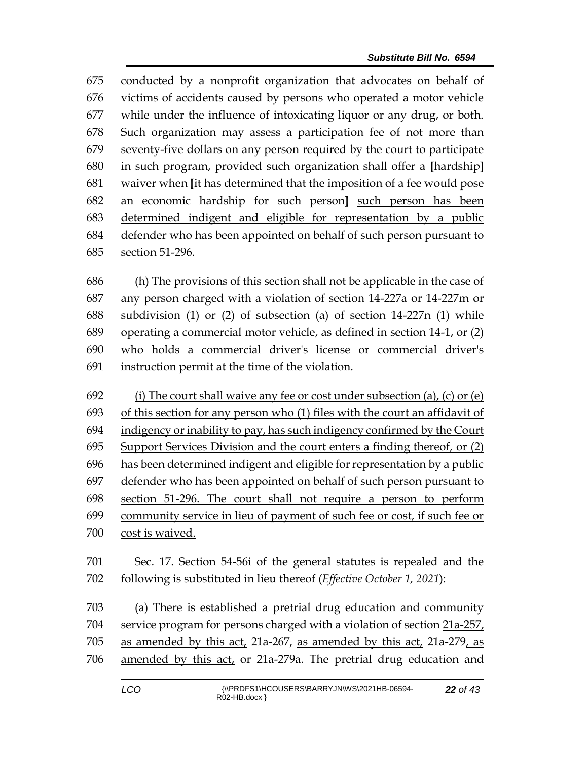conducted by a nonprofit organization that advocates on behalf of victims of accidents caused by persons who operated a motor vehicle while under the influence of intoxicating liquor or any drug, or both. Such organization may assess a participation fee of not more than seventy-five dollars on any person required by the court to participate in such program, provided such organization shall offer a [hardship] waiver when [it has determined that the imposition of a fee would pose an economic hardship for such person] such person has been determined indigent and eligible for representation by a public defender who has been appointed on behalf of such person pursuant to section 51-296.

(h) The provisions of this section shall not be applicable in the case of any person charged with a violation of section 14-227a or 14-227m or subdivision (1) or (2) of subsection (a) of section 14-227n (1) while operating a commercial motor vehicle, as defined in section 14-1, or (2) who holds a commercial driver's license or commercial driver's instruction permit at the time of the violation.

(i) The court shall waive any fee or cost under subsection (a), (c) or (e) of this section for any person who (1) files with the court an affidavit of indigency or inability to pay, has such indigency confirmed by the Court Support Services Division and the court enters a finding thereof, or (2) has been determined indigent and eligible for representation by a public defender who has been appointed on behalf of such person pursuant to section 51-296. The court shall not require a person to perform community service in lieu of payment of such fee or cost, if such fee or cost is waived.

Sec. 17. Section 54-56i of the general statutes is repealed and the following is substituted in lieu thereof (*Effective October 1, 2021*):

(a) There is established a pretrial drug education and community service program for persons charged with a violation of section 21a-257, as amended by this act, 21a-267, as amended by this act, 21a-279, as amended by this act, or 21a-279a. The pretrial drug education and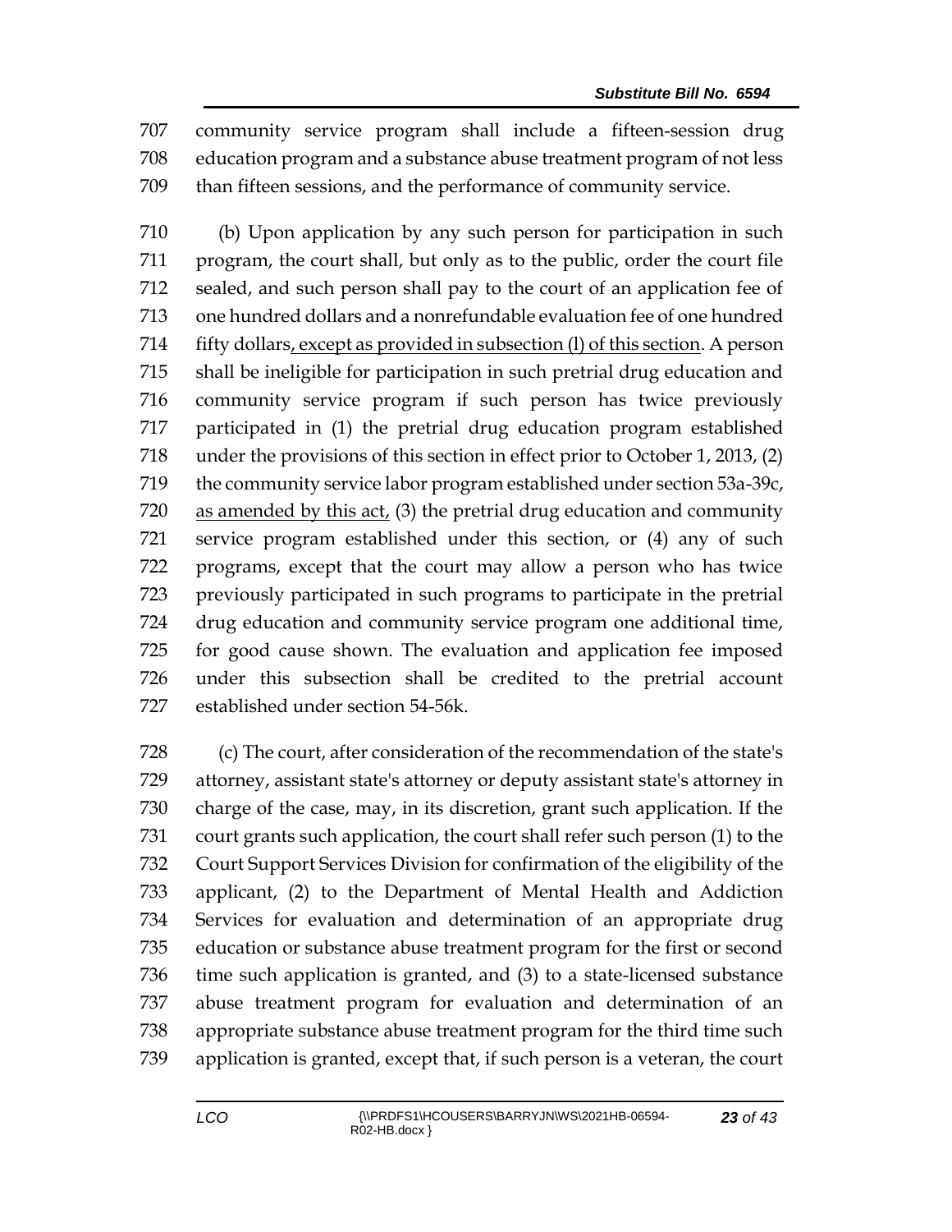707 community service program shall include a fifteen-session drug
708 education program and a substance abuse treatment program of not less
709 than fifteen sessions, and the performance of community service.

710 (b) Upon application by any such person for participation in such
711 program, the court shall, but only as to the public, order the court file
712 sealed, and such person shall pay to the court of an application fee of
713 one hundred dollars and a nonrefundable evaluation fee of one hundred
714 fifty dollars<u>, except as provided in subsection (l) of this section</u>. A person
715 shall be ineligible for participation in such pretrial drug education and
716 community service program if such person has twice previously
717 participated in (1) the pretrial drug education program established
718 under the provisions of this section in effect prior to October 1, 2013, (2)
719 the community service labor program established under section 53a-39c,
720 <u>as amended by this act,</u> (3) the pretrial drug education and community
721 service program established under this section, or (4) any of such
722 programs, except that the court may allow a person who has twice
723 previously participated in such programs to participate in the pretrial
724 drug education and community service program one additional time,
725 for good cause shown. The evaluation and application fee imposed
726 under this subsection shall be credited to the pretrial account
727 established under section 54-56k.

728 (c) The court, after consideration of the recommendation of the state's
729 attorney, assistant state's attorney or deputy assistant state's attorney in
730 charge of the case, may, in its discretion, grant such application. If the
731 court grants such application, the court shall refer such person (1) to the
732 Court Support Services Division for confirmation of the eligibility of the
733 applicant, (2) to the Department of Mental Health and Addiction
734 Services for evaluation and determination of an appropriate drug
735 education or substance abuse treatment program for the first or second
736 time such application is granted, and (3) to a state-licensed substance
737 abuse treatment program for evaluation and determination of an
738 appropriate substance abuse treatment program for the third time such
739 application is granted, except that, if such person is a veteran, the court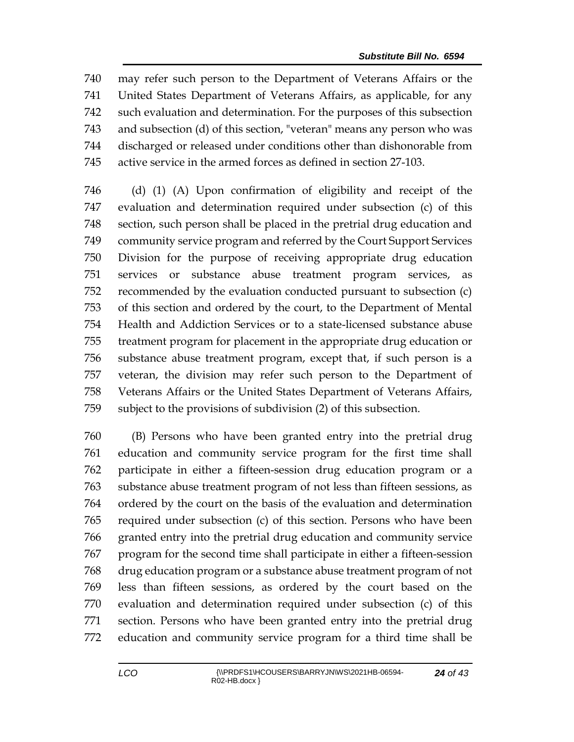may refer such person to the Department of Veterans Affairs or the United States Department of Veterans Affairs, as applicable, for any such evaluation and determination. For the purposes of this subsection and subsection (d) of this section, "veteran" means any person who was discharged or released under conditions other than dishonorable from active service in the armed forces as defined in section 27-103.

(d) (1) (A) Upon confirmation of eligibility and receipt of the evaluation and determination required under subsection (c) of this section, such person shall be placed in the pretrial drug education and community service program and referred by the Court Support Services Division for the purpose of receiving appropriate drug education services or substance abuse treatment program services, as recommended by the evaluation conducted pursuant to subsection (c) of this section and ordered by the court, to the Department of Mental Health and Addiction Services or to a state-licensed substance abuse treatment program for placement in the appropriate drug education or substance abuse treatment program, except that, if such person is a veteran, the division may refer such person to the Department of Veterans Affairs or the United States Department of Veterans Affairs, subject to the provisions of subdivision (2) of this subsection.

(B) Persons who have been granted entry into the pretrial drug education and community service program for the first time shall participate in either a fifteen-session drug education program or a substance abuse treatment program of not less than fifteen sessions, as ordered by the court on the basis of the evaluation and determination required under subsection (c) of this section. Persons who have been granted entry into the pretrial drug education and community service program for the second time shall participate in either a fifteen-session drug education program or a substance abuse treatment program of not less than fifteen sessions, as ordered by the court based on the evaluation and determination required under subsection (c) of this section. Persons who have been granted entry into the pretrial drug education and community service program for a third time shall be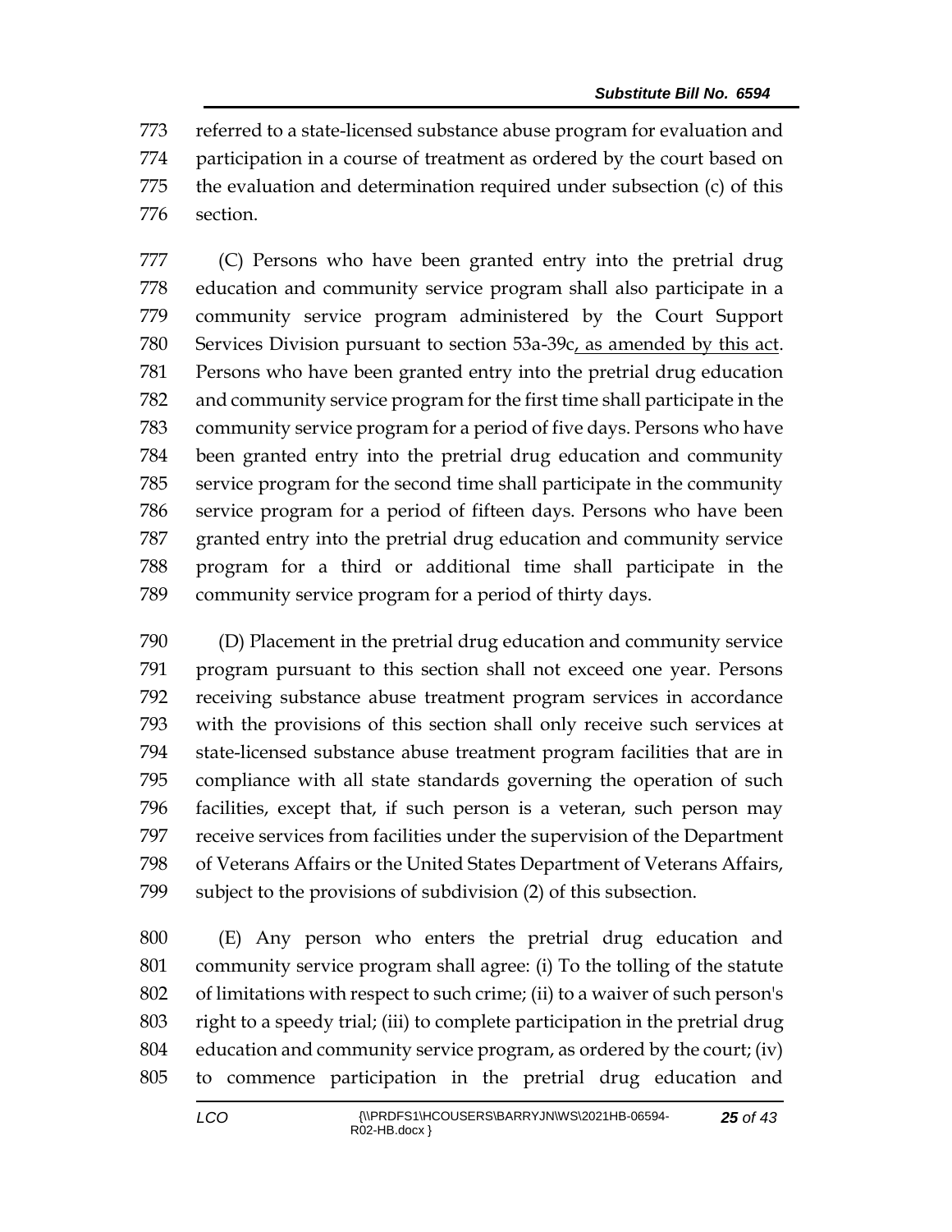referred to a state-licensed substance abuse program for evaluation and participation in a course of treatment as ordered by the court based on the evaluation and determination required under subsection (c) of this section.

(C) Persons who have been granted entry into the pretrial drug education and community service program shall also participate in a community service program administered by the Court Support Services Division pursuant to section 53a-39c, as amended by this act. Persons who have been granted entry into the pretrial drug education and community service program for the first time shall participate in the community service program for a period of five days. Persons who have been granted entry into the pretrial drug education and community service program for the second time shall participate in the community service program for a period of fifteen days. Persons who have been granted entry into the pretrial drug education and community service program for a third or additional time shall participate in the community service program for a period of thirty days.

(D) Placement in the pretrial drug education and community service program pursuant to this section shall not exceed one year. Persons receiving substance abuse treatment program services in accordance with the provisions of this section shall only receive such services at state-licensed substance abuse treatment program facilities that are in compliance with all state standards governing the operation of such facilities, except that, if such person is a veteran, such person may receive services from facilities under the supervision of the Department of Veterans Affairs or the United States Department of Veterans Affairs, subject to the provisions of subdivision (2) of this subsection.

(E) Any person who enters the pretrial drug education and community service program shall agree: (i) To the tolling of the statute of limitations with respect to such crime; (ii) to a waiver of such person's right to a speedy trial; (iii) to complete participation in the pretrial drug education and community service program, as ordered by the court; (iv) to commence participation in the pretrial drug education and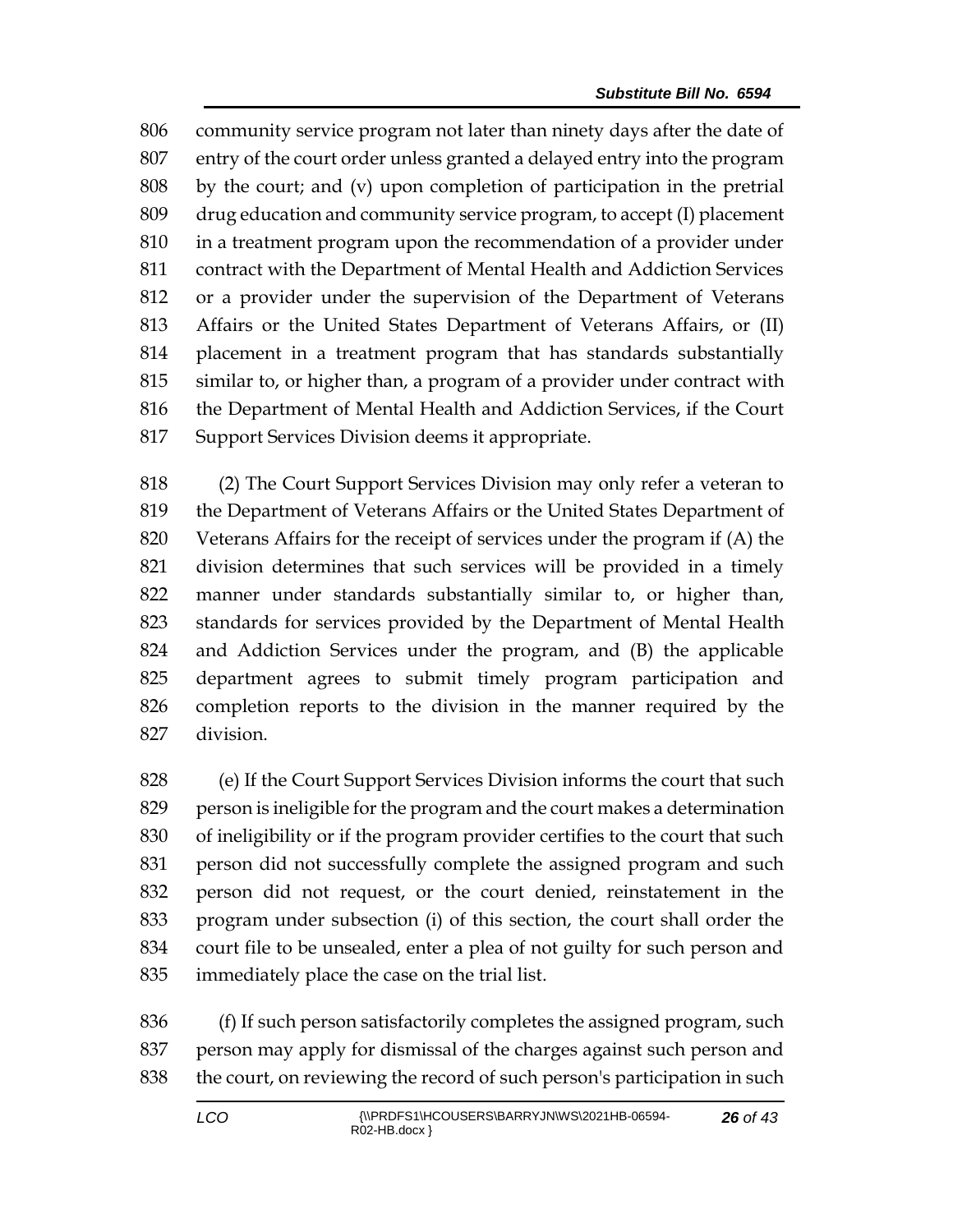community service program not later than ninety days after the date of entry of the court order unless granted a delayed entry into the program by the court; and (v) upon completion of participation in the pretrial drug education and community service program, to accept (I) placement in a treatment program upon the recommendation of a provider under contract with the Department of Mental Health and Addiction Services or a provider under the supervision of the Department of Veterans Affairs or the United States Department of Veterans Affairs, or (II) placement in a treatment program that has standards substantially similar to, or higher than, a program of a provider under contract with the Department of Mental Health and Addiction Services, if the Court Support Services Division deems it appropriate.

(2) The Court Support Services Division may only refer a veteran to the Department of Veterans Affairs or the United States Department of Veterans Affairs for the receipt of services under the program if (A) the division determines that such services will be provided in a timely manner under standards substantially similar to, or higher than, standards for services provided by the Department of Mental Health and Addiction Services under the program, and (B) the applicable department agrees to submit timely program participation and completion reports to the division in the manner required by the division.

(e) If the Court Support Services Division informs the court that such person is ineligible for the program and the court makes a determination of ineligibility or if the program provider certifies to the court that such person did not successfully complete the assigned program and such person did not request, or the court denied, reinstatement in the program under subsection (i) of this section, the court shall order the court file to be unsealed, enter a plea of not guilty for such person and immediately place the case on the trial list.

(f) If such person satisfactorily completes the assigned program, such person may apply for dismissal of the charges against such person and the court, on reviewing the record of such person's participation in such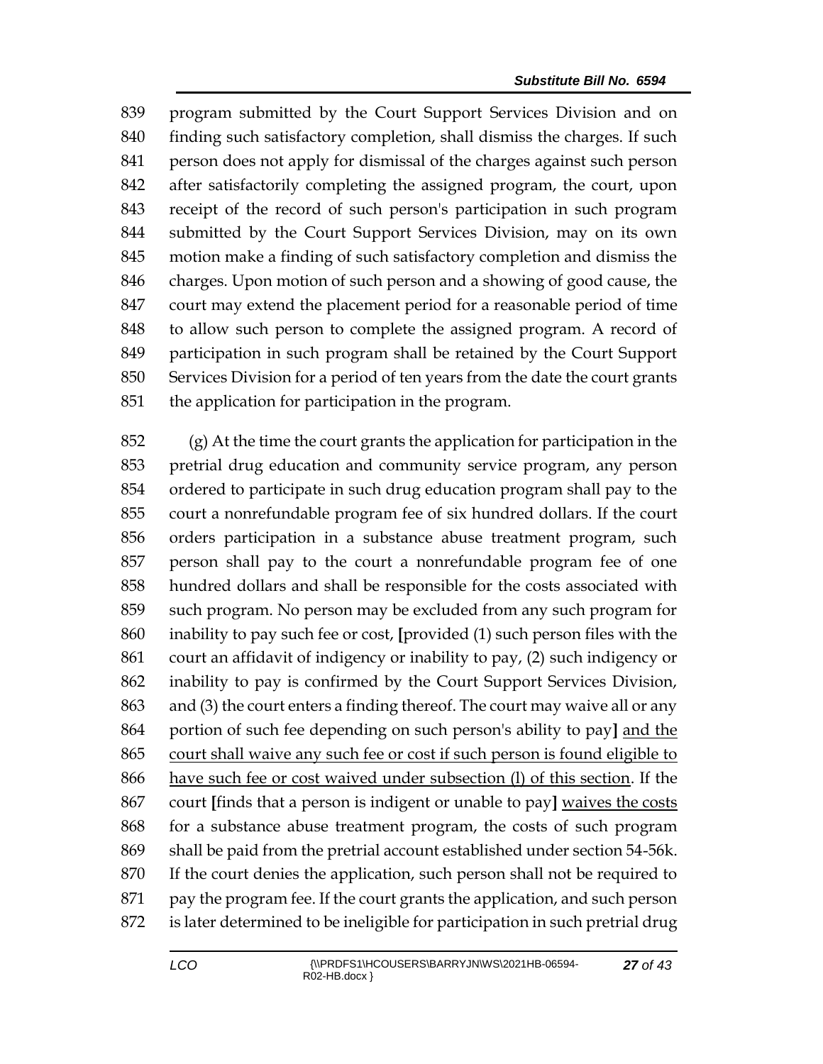839 program submitted by the Court Support Services Division and on
840 finding such satisfactory completion, shall dismiss the charges. If such
841 person does not apply for dismissal of the charges against such person
842 after satisfactorily completing the assigned program, the court, upon
843 receipt of the record of such person's participation in such program
844 submitted by the Court Support Services Division, may on its own
845 motion make a finding of such satisfactory completion and dismiss the
846 charges. Upon motion of such person and a showing of good cause, the
847 court may extend the placement period for a reasonable period of time
848 to allow such person to complete the assigned program. A record of
849 participation in such program shall be retained by the Court Support
850 Services Division for a period of ten years from the date the court grants
851 the application for participation in the program.

852 (g) At the time the court grants the application for participation in the
853 pretrial drug education and community service program, any person
854 ordered to participate in such drug education program shall pay to the
855 court a nonrefundable program fee of six hundred dollars. If the court
856 orders participation in a substance abuse treatment program, such
857 person shall pay to the court a nonrefundable program fee of one
858 hundred dollars and shall be responsible for the costs associated with
859 such program. No person may be excluded from any such program for
860 inability to pay such fee or cost, **[**provided (1) such person files with the
861 court an affidavit of indigency or inability to pay, (2) such indigency or
862 inability to pay is confirmed by the Court Support Services Division,
863 and (3) the court enters a finding thereof. The court may waive all or any
864 portion of such fee depending on such person's ability to pay**]** <u>and the</u>
865 <u>court shall waive any such fee or cost if such person is found eligible to</u>
866 <u>have such fee or cost waived under subsection (l) of this section</u>. If the
867 court **[**finds that a person is indigent or unable to pay**]** <u>waives the costs</u>
868 for a substance abuse treatment program, the costs of such program
869 shall be paid from the pretrial account established under section 54-56k.
870 If the court denies the application, such person shall not be required to
871 pay the program fee. If the court grants the application, and such person
872 is later determined to be ineligible for participation in such pretrial drug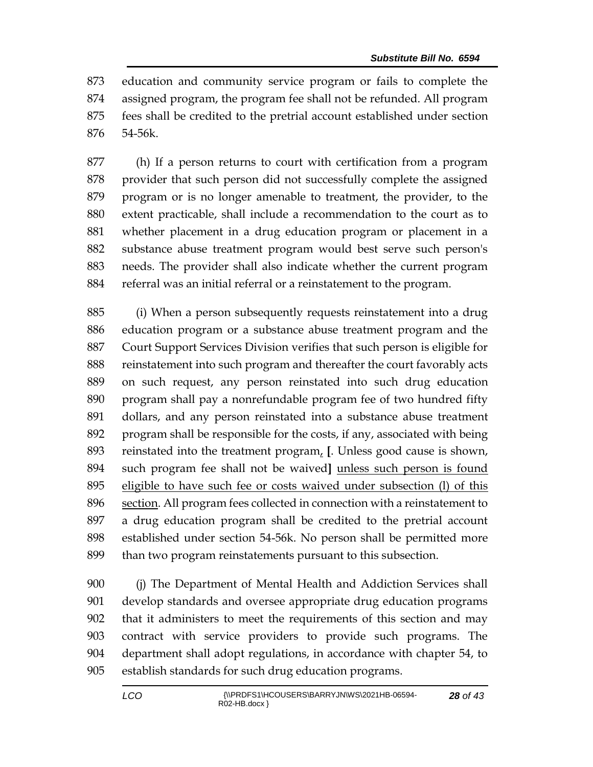873 education and community service program or fails to complete the
874 assigned program, the program fee shall not be refunded. All program
875 fees shall be credited to the pretrial account established under section
876 54-56k.

877 (h) If a person returns to court with certification from a program
878 provider that such person did not successfully complete the assigned
879 program or is no longer amenable to treatment, the provider, to the
880 extent practicable, shall include a recommendation to the court as to
881 whether placement in a drug education program or placement in a
882 substance abuse treatment program would best serve such person's
883 needs. The provider shall also indicate whether the current program
884 referral was an initial referral or a reinstatement to the program.

885 (i) When a person subsequently requests reinstatement into a drug
886 education program or a substance abuse treatment program and the
887 Court Support Services Division verifies that such person is eligible for
888 reinstatement into such program and thereafter the court favorably acts
889 on such request, any person reinstated into such drug education
890 program shall pay a nonrefundable program fee of two hundred fifty
891 dollars, and any person reinstated into a substance abuse treatment
892 program shall be responsible for the costs, if any, associated with being
893 reinstated into the treatment program<u>,</u> **[**. Unless good cause is shown,
894 such program fee shall not be waived**]** <u>unless such person is found</u>
895 <u>eligible to have such fee or costs waived under subsection (l) of this</u>
896 <u>section</u>. All program fees collected in connection with a reinstatement to
897 a drug education program shall be credited to the pretrial account
898 established under section 54-56k. No person shall be permitted more
899 than two program reinstatements pursuant to this subsection.

900 (j) The Department of Mental Health and Addiction Services shall
901 develop standards and oversee appropriate drug education programs
902 that it administers to meet the requirements of this section and may
903 contract with service providers to provide such programs. The
904 department shall adopt regulations, in accordance with chapter 54, to
905 establish standards for such drug education programs.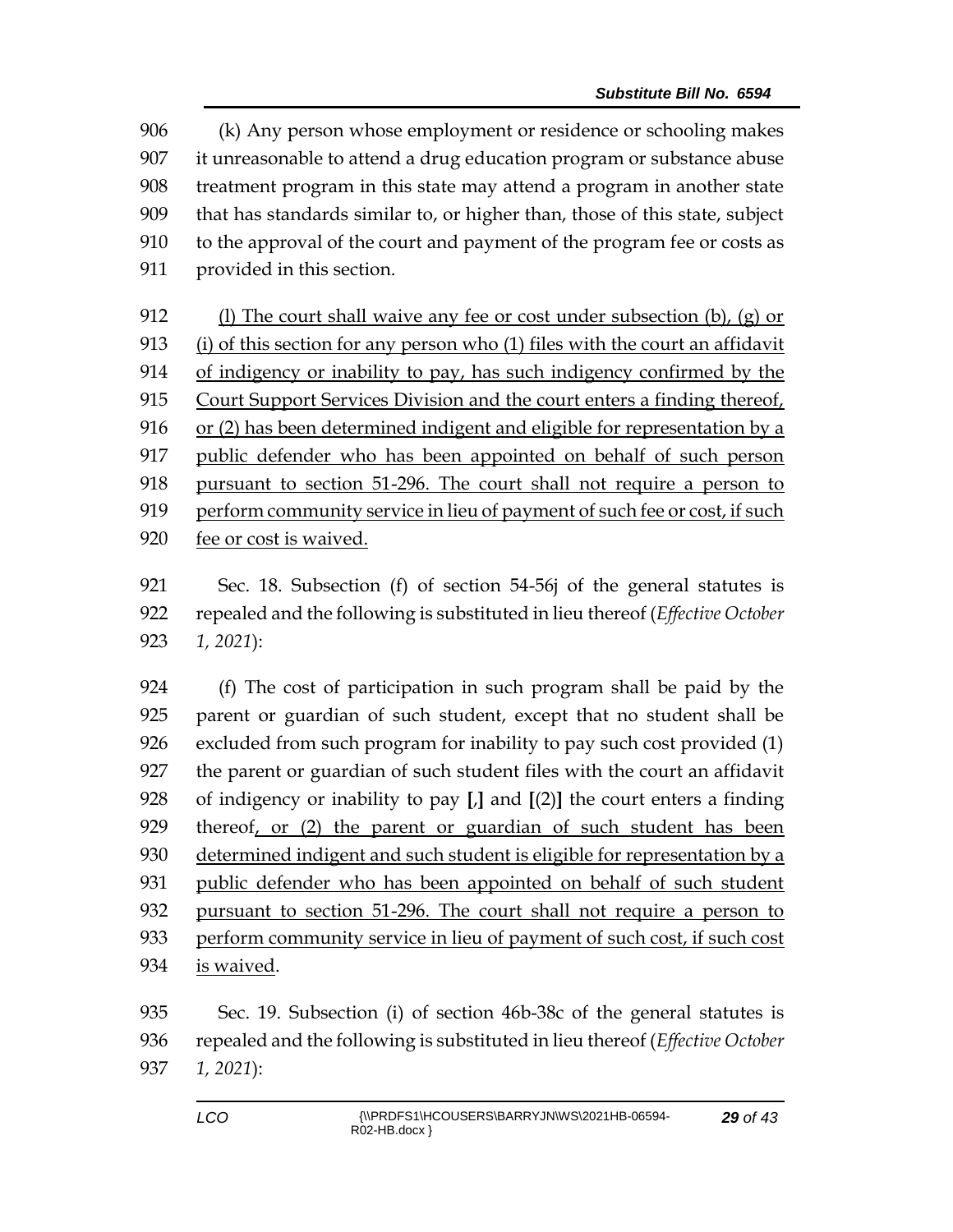(k) Any person whose employment or residence or schooling makes it unreasonable to attend a drug education program or substance abuse treatment program in this state may attend a program in another state that has standards similar to, or higher than, those of this state, subject to the approval of the court and payment of the program fee or costs as provided in this section.

<u>(l) The court shall waive any fee or cost under subsection (b), (g) or (i) of this section for any person who (1) files with the court an affidavit of indigency or inability to pay, has such indigency confirmed by the Court Support Services Division and the court enters a finding thereof, or (2) has been determined indigent and eligible for representation by a public defender who has been appointed on behalf of such person pursuant to section 51-296. The court shall not require a person to perform community service in lieu of payment of such fee or cost, if such fee or cost is waived.</u>

Sec. 18. Subsection (f) of section 54-56j of the general statutes is repealed and the following is substituted in lieu thereof (*Effective October 1, 2021*):

(f) The cost of participation in such program shall be paid by the parent or guardian of such student, except that no student shall be excluded from such program for inability to pay such cost provided (1) the parent or guardian of such student files with the court an affidavit of indigency or inability to pay **[**,**]** and **[**(2)**]** the court enters a finding thereof<u>, or (2) the parent or guardian of such student has been determined indigent and such student is eligible for representation by a public defender who has been appointed on behalf of such student pursuant to section 51-296. The court shall not require a person to perform community service in lieu of payment of such cost, if such cost is waived</u>.

Sec. 19. Subsection (i) of section 46b-38c of the general statutes is repealed and the following is substituted in lieu thereof (*Effective October 1, 2021*):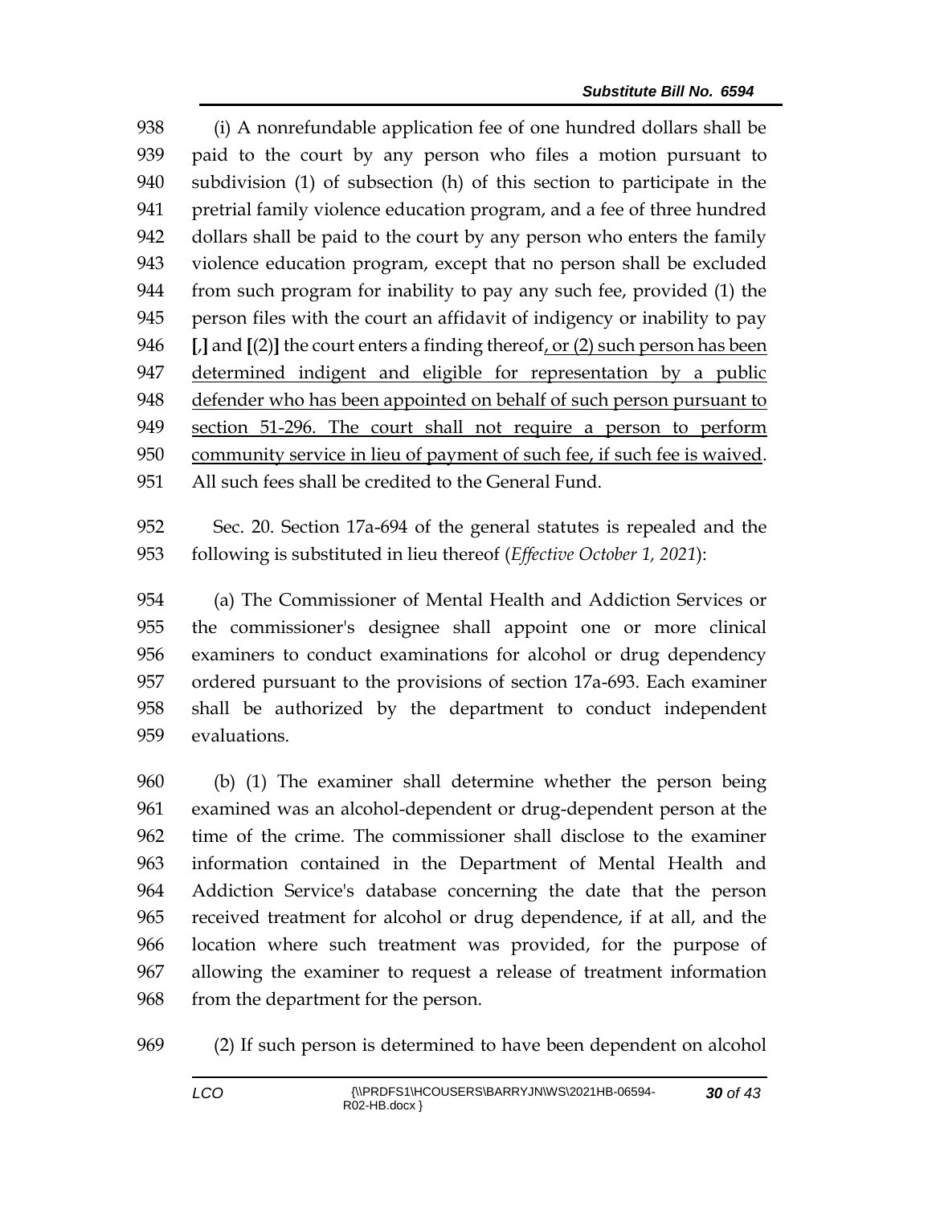(i) A nonrefundable application fee of one hundred dollars shall be paid to the court by any person who files a motion pursuant to subdivision (1) of subsection (h) of this section to participate in the pretrial family violence education program, and a fee of three hundred dollars shall be paid to the court by any person who enters the family violence education program, except that no person shall be excluded from such program for inability to pay any such fee, provided (1) the person files with the court an affidavit of indigency or inability to pay **[**,**]** and **[**(2)**]** the court enters a finding thereof<u>, or (2) such person has been determined indigent and eligible for representation by a public defender who has been appointed on behalf of such person pursuant to section 51-296. The court shall not require a person to perform community service in lieu of payment of such fee, if such fee is waived</u>. All such fees shall be credited to the General Fund.

Sec. 20. Section 17a-694 of the general statutes is repealed and the following is substituted in lieu thereof (*Effective October 1, 2021*):

(a) The Commissioner of Mental Health and Addiction Services or the commissioner's designee shall appoint one or more clinical examiners to conduct examinations for alcohol or drug dependency ordered pursuant to the provisions of section 17a-693. Each examiner shall be authorized by the department to conduct independent evaluations.

(b) (1) The examiner shall determine whether the person being examined was an alcohol-dependent or drug-dependent person at the time of the crime. The commissioner shall disclose to the examiner information contained in the Department of Mental Health and Addiction Service's database concerning the date that the person received treatment for alcohol or drug dependence, if at all, and the location where such treatment was provided, for the purpose of allowing the examiner to request a release of treatment information from the department for the person.

(2) If such person is determined to have been dependent on alcohol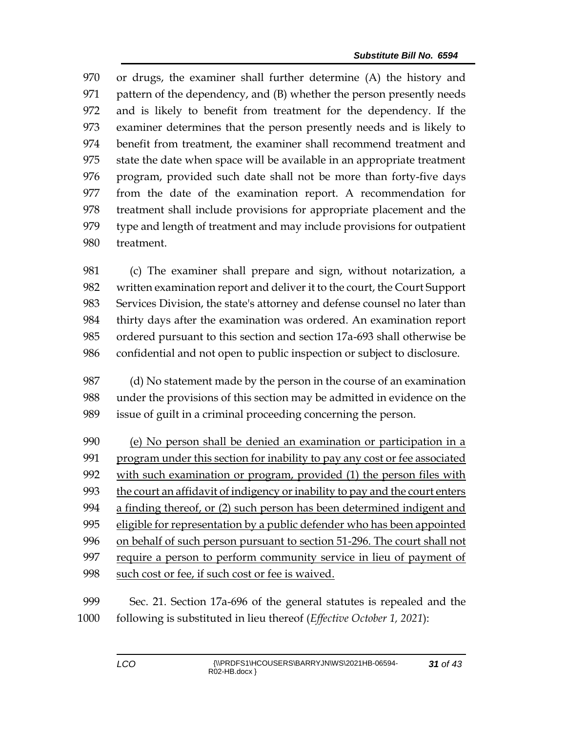970 or drugs, the examiner shall further determine (A) the history and
971 pattern of the dependency, and (B) whether the person presently needs
972 and is likely to benefit from treatment for the dependency. If the
973 examiner determines that the person presently needs and is likely to
974 benefit from treatment, the examiner shall recommend treatment and
975 state the date when space will be available in an appropriate treatment
976 program, provided such date shall not be more than forty-five days
977 from the date of the examination report. A recommendation for
978 treatment shall include provisions for appropriate placement and the
979 type and length of treatment and may include provisions for outpatient
980 treatment.

981 (c) The examiner shall prepare and sign, without notarization, a
982 written examination report and deliver it to the court, the Court Support
983 Services Division, the state's attorney and defense counsel no later than
984 thirty days after the examination was ordered. An examination report
985 ordered pursuant to this section and section 17a-693 shall otherwise be
986 confidential and not open to public inspection or subject to disclosure.

987 (d) No statement made by the person in the course of an examination
988 under the provisions of this section may be admitted in evidence on the
989 issue of guilt in a criminal proceeding concerning the person.

990 <u>(e) No person shall be denied an examination or participation in a</u>
991 <u>program under this section for inability to pay any cost or fee associated</u>
992 <u>with such examination or program, provided (1) the person files with</u>
993 <u>the court an affidavit of indigency or inability to pay and the court enters</u>
994 <u>a finding thereof, or (2) such person has been determined indigent and</u>
995 <u>eligible for representation by a public defender who has been appointed</u>
996 <u>on behalf of such person pursuant to section 51-296. The court shall not</u>
997 <u>require a person to perform community service in lieu of payment of</u>
998 <u>such cost or fee, if such cost or fee is waived.</u>

999 Sec. 21. Section 17a-696 of the general statutes is repealed and the
1000 following is substituted in lieu thereof (*Effective October 1, 2021*):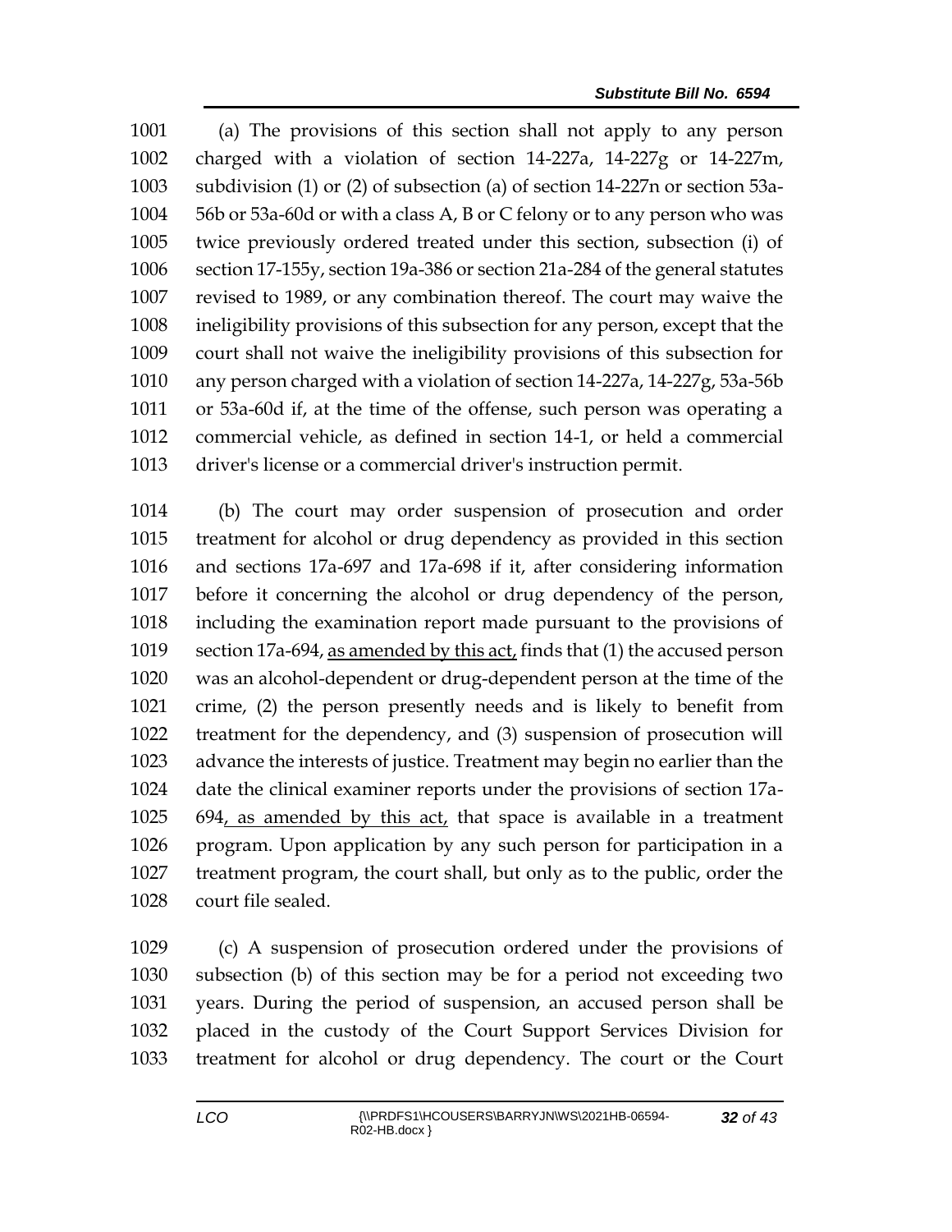1001 (a) The provisions of this section shall not apply to any person
1002 charged with a violation of section 14-227a, 14-227g or 14-227m,
1003 subdivision (1) or (2) of subsection (a) of section 14-227n or section 53a-
1004 56b or 53a-60d or with a class A, B or C felony or to any person who was
1005 twice previously ordered treated under this section, subsection (i) of
1006 section 17-155y, section 19a-386 or section 21a-284 of the general statutes
1007 revised to 1989, or any combination thereof. The court may waive the
1008 ineligibility provisions of this subsection for any person, except that the
1009 court shall not waive the ineligibility provisions of this subsection for
1010 any person charged with a violation of section 14-227a, 14-227g, 53a-56b
1011 or 53a-60d if, at the time of the offense, such person was operating a
1012 commercial vehicle, as defined in section 14-1, or held a commercial
1013 driver's license or a commercial driver's instruction permit.

1014 (b) The court may order suspension of prosecution and order
1015 treatment for alcohol or drug dependency as provided in this section
1016 and sections 17a-697 and 17a-698 if it, after considering information
1017 before it concerning the alcohol or drug dependency of the person,
1018 including the examination report made pursuant to the provisions of
1019 section 17a-694, <u>as amended by this act,</u> finds that (1) the accused person
1020 was an alcohol-dependent or drug-dependent person at the time of the
1021 crime, (2) the person presently needs and is likely to benefit from
1022 treatment for the dependency, and (3) suspension of prosecution will
1023 advance the interests of justice. Treatment may begin no earlier than the
1024 date the clinical examiner reports under the provisions of section 17a-
1025 694<u>, as amended by this act,</u> that space is available in a treatment
1026 program. Upon application by any such person for participation in a
1027 treatment program, the court shall, but only as to the public, order the
1028 court file sealed.

1029 (c) A suspension of prosecution ordered under the provisions of
1030 subsection (b) of this section may be for a period not exceeding two
1031 years. During the period of suspension, an accused person shall be
1032 placed in the custody of the Court Support Services Division for
1033 treatment for alcohol or drug dependency. The court or the Court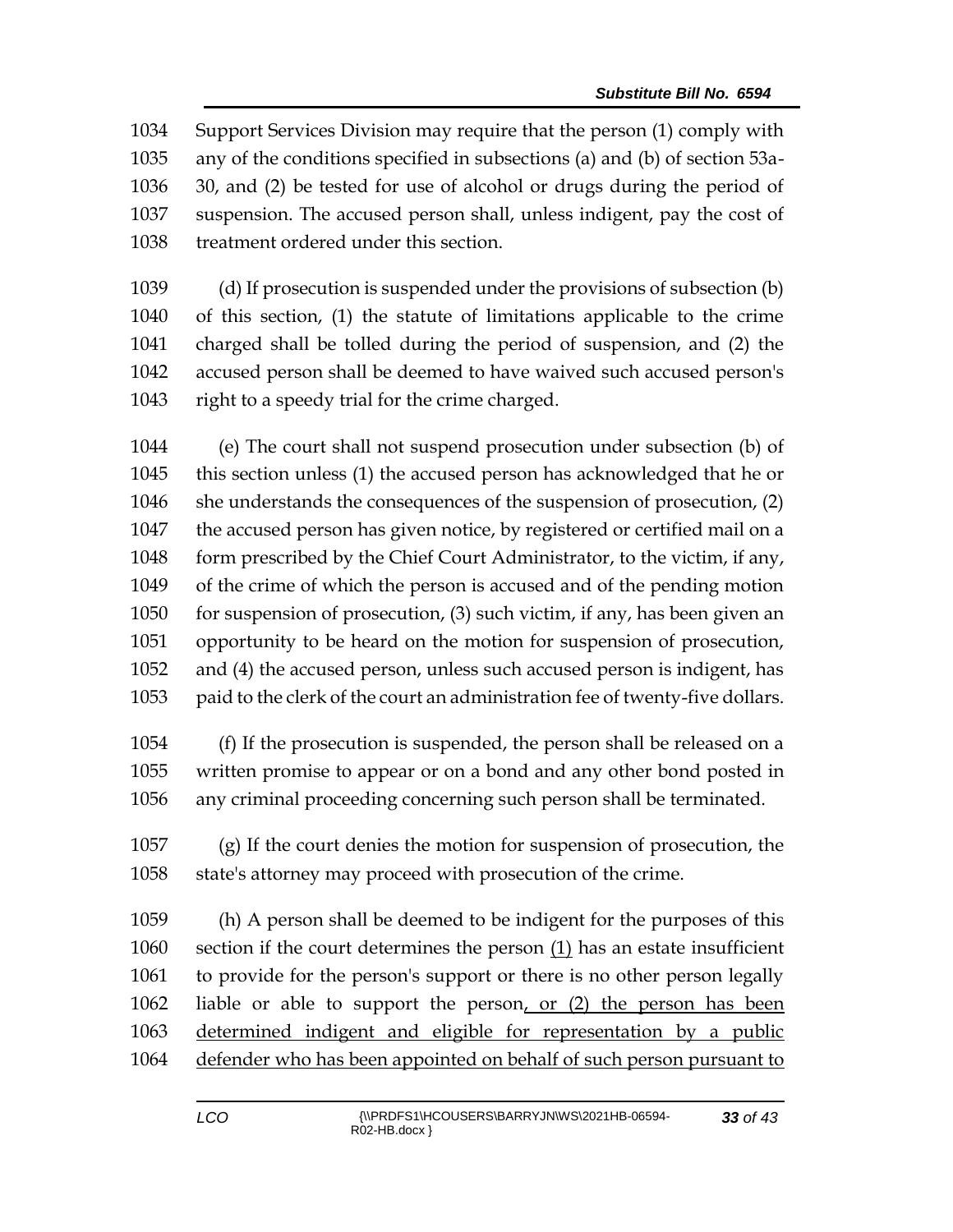Support Services Division may require that the person (1) comply with any of the conditions specified in subsections (a) and (b) of section 53a-30, and (2) be tested for use of alcohol or drugs during the period of suspension. The accused person shall, unless indigent, pay the cost of treatment ordered under this section.

(d) If prosecution is suspended under the provisions of subsection (b) of this section, (1) the statute of limitations applicable to the crime charged shall be tolled during the period of suspension, and (2) the accused person shall be deemed to have waived such accused person's right to a speedy trial for the crime charged.

(e) The court shall not suspend prosecution under subsection (b) of this section unless (1) the accused person has acknowledged that he or she understands the consequences of the suspension of prosecution, (2) the accused person has given notice, by registered or certified mail on a form prescribed by the Chief Court Administrator, to the victim, if any, of the crime of which the person is accused and of the pending motion for suspension of prosecution, (3) such victim, if any, has been given an opportunity to be heard on the motion for suspension of prosecution, and (4) the accused person, unless such accused person is indigent, has paid to the clerk of the court an administration fee of twenty-five dollars.

(f) If the prosecution is suspended, the person shall be released on a written promise to appear or on a bond and any other bond posted in any criminal proceeding concerning such person shall be terminated.

(g) If the court denies the motion for suspension of prosecution, the state's attorney may proceed with prosecution of the crime.

(h) A person shall be deemed to be indigent for the purposes of this section if the court determines the person (1) has an estate insufficient to provide for the person's support or there is no other person legally liable or able to support the person, or (2) the person has been determined indigent and eligible for representation by a public defender who has been appointed on behalf of such person pursuant to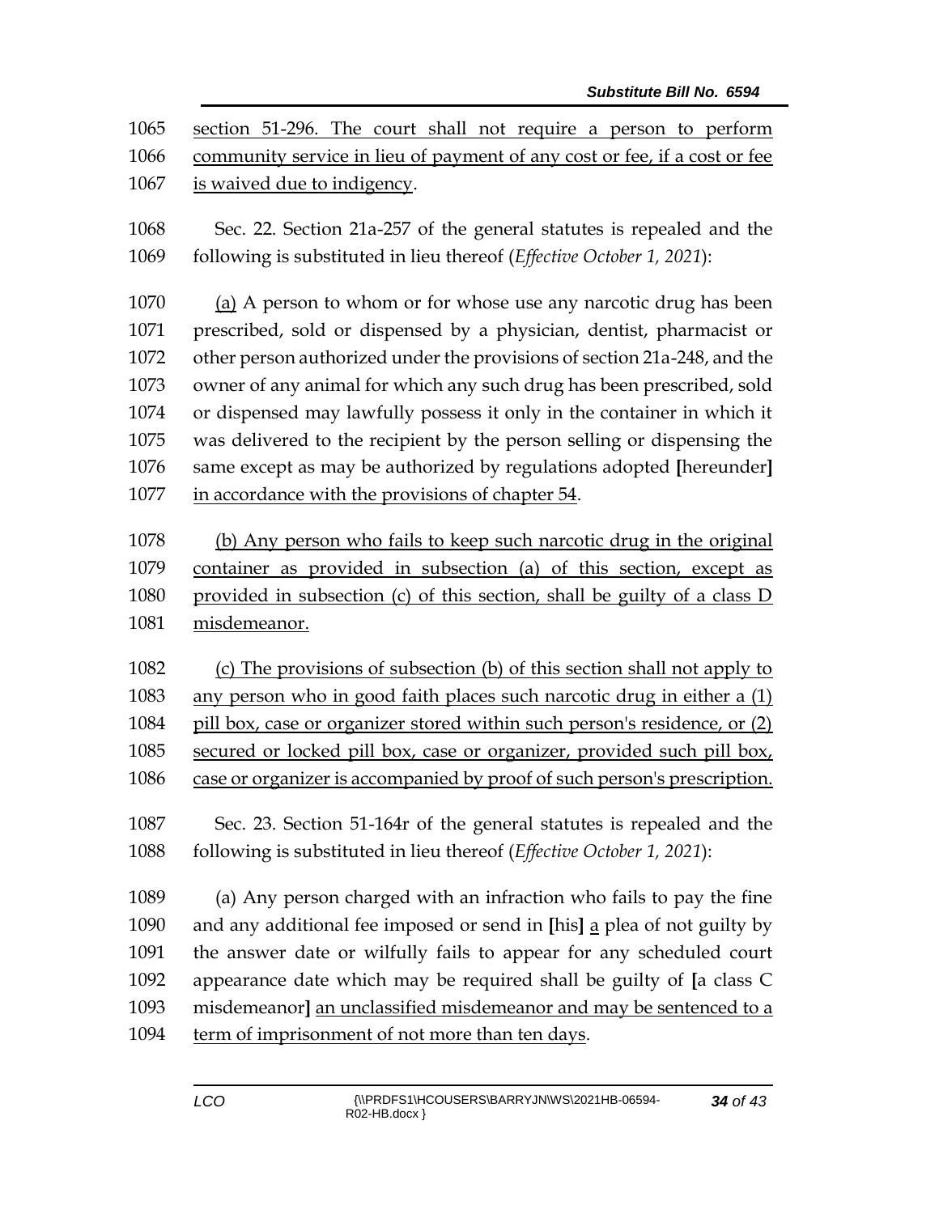section 51-296. The court shall not require a person to perform community service in lieu of payment of any cost or fee, if a cost or fee is waived due to indigency.

Sec. 22. Section 21a-257 of the general statutes is repealed and the following is substituted in lieu thereof (*Effective October 1, 2021*):

(a) A person to whom or for whose use any narcotic drug has been prescribed, sold or dispensed by a physician, dentist, pharmacist or other person authorized under the provisions of section 21a-248, and the owner of any animal for which any such drug has been prescribed, sold or dispensed may lawfully possess it only in the container in which it was delivered to the recipient by the person selling or dispensing the same except as may be authorized by regulations adopted [hereunder] in accordance with the provisions of chapter 54.

(b) Any person who fails to keep such narcotic drug in the original container as provided in subsection (a) of this section, except as provided in subsection (c) of this section, shall be guilty of a class D misdemeanor.

(c) The provisions of subsection (b) of this section shall not apply to any person who in good faith places such narcotic drug in either a (1) pill box, case or organizer stored within such person's residence, or (2) secured or locked pill box, case or organizer, provided such pill box, case or organizer is accompanied by proof of such person's prescription.

Sec. 23. Section 51-164r of the general statutes is repealed and the following is substituted in lieu thereof (*Effective October 1, 2021*):

(a) Any person charged with an infraction who fails to pay the fine and any additional fee imposed or send in [his] a plea of not guilty by the answer date or wilfully fails to appear for any scheduled court appearance date which may be required shall be guilty of [a class C misdemeanor] an unclassified misdemeanor and may be sentenced to a term of imprisonment of not more than ten days.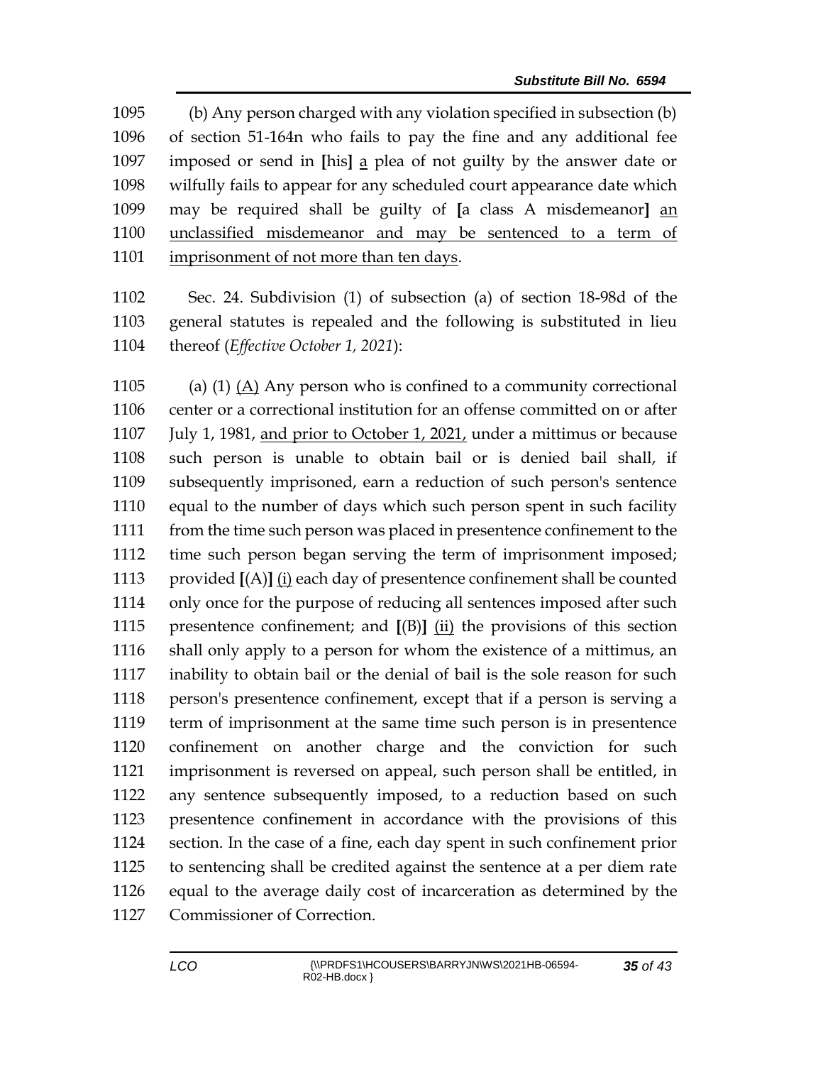(b) Any person charged with any violation specified in subsection (b) of section 51-164n who fails to pay the fine and any additional fee imposed or send in [his] a plea of not guilty by the answer date or wilfully fails to appear for any scheduled court appearance date which may be required shall be guilty of [a class A misdemeanor] an unclassified misdemeanor and may be sentenced to a term of imprisonment of not more than ten days.

Sec. 24. Subdivision (1) of subsection (a) of section 18-98d of the general statutes is repealed and the following is substituted in lieu thereof (*Effective October 1, 2021*):

(a) (1) (A) Any person who is confined to a community correctional center or a correctional institution for an offense committed on or after July 1, 1981, and prior to October 1, 2021, under a mittimus or because such person is unable to obtain bail or is denied bail shall, if subsequently imprisoned, earn a reduction of such person's sentence equal to the number of days which such person spent in such facility from the time such person was placed in presentence confinement to the time such person began serving the term of imprisonment imposed; provided [(A)] (i) each day of presentence confinement shall be counted only once for the purpose of reducing all sentences imposed after such presentence confinement; and [(B)] (ii) the provisions of this section shall only apply to a person for whom the existence of a mittimus, an inability to obtain bail or the denial of bail is the sole reason for such person's presentence confinement, except that if a person is serving a term of imprisonment at the same time such person is in presentence confinement on another charge and the conviction for such imprisonment is reversed on appeal, such person shall be entitled, in any sentence subsequently imposed, to a reduction based on such presentence confinement in accordance with the provisions of this section. In the case of a fine, each day spent in such confinement prior to sentencing shall be credited against the sentence at a per diem rate equal to the average daily cost of incarceration as determined by the Commissioner of Correction.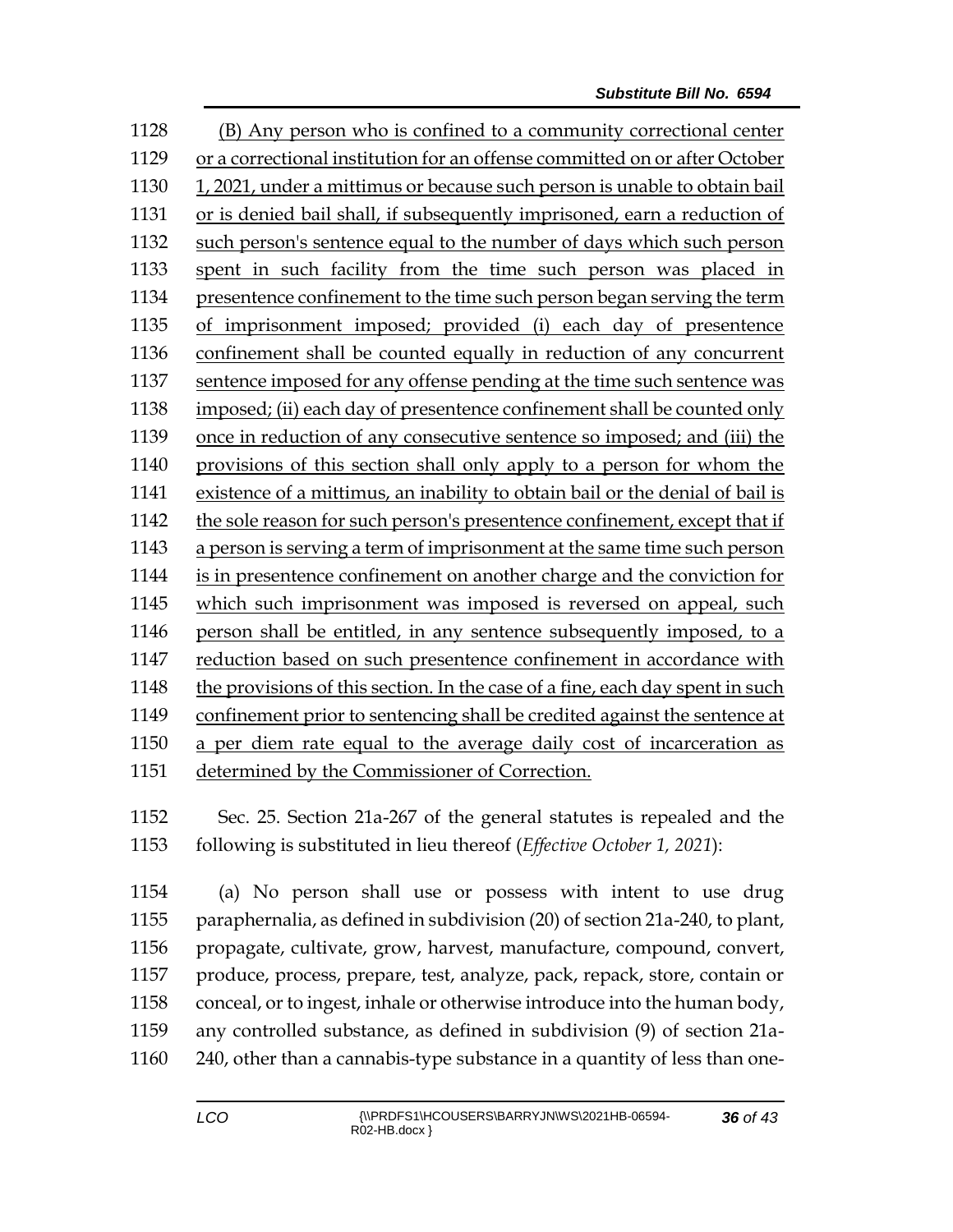(B) Any person who is confined to a community correctional center or a correctional institution for an offense committed on or after October 1, 2021, under a mittimus or because such person is unable to obtain bail or is denied bail shall, if subsequently imprisoned, earn a reduction of such person's sentence equal to the number of days which such person spent in such facility from the time such person was placed in presentence confinement to the time such person began serving the term of imprisonment imposed; provided (i) each day of presentence confinement shall be counted equally in reduction of any concurrent sentence imposed for any offense pending at the time such sentence was imposed; (ii) each day of presentence confinement shall be counted only once in reduction of any consecutive sentence so imposed; and (iii) the provisions of this section shall only apply to a person for whom the existence of a mittimus, an inability to obtain bail or the denial of bail is the sole reason for such person's presentence confinement, except that if a person is serving a term of imprisonment at the same time such person is in presentence confinement on another charge and the conviction for which such imprisonment was imposed is reversed on appeal, such person shall be entitled, in any sentence subsequently imposed, to a reduction based on such presentence confinement in accordance with the provisions of this section. In the case of a fine, each day spent in such confinement prior to sentencing shall be credited against the sentence at a per diem rate equal to the average daily cost of incarceration as determined by the Commissioner of Correction.

Sec. 25. Section 21a-267 of the general statutes is repealed and the following is substituted in lieu thereof (*Effective October 1, 2021*):

(a) No person shall use or possess with intent to use drug paraphernalia, as defined in subdivision (20) of section 21a-240, to plant, propagate, cultivate, grow, harvest, manufacture, compound, convert, produce, process, prepare, test, analyze, pack, repack, store, contain or conceal, or to ingest, inhale or otherwise introduce into the human body, any controlled substance, as defined in subdivision (9) of section 21a-240, other than a cannabis-type substance in a quantity of less than one-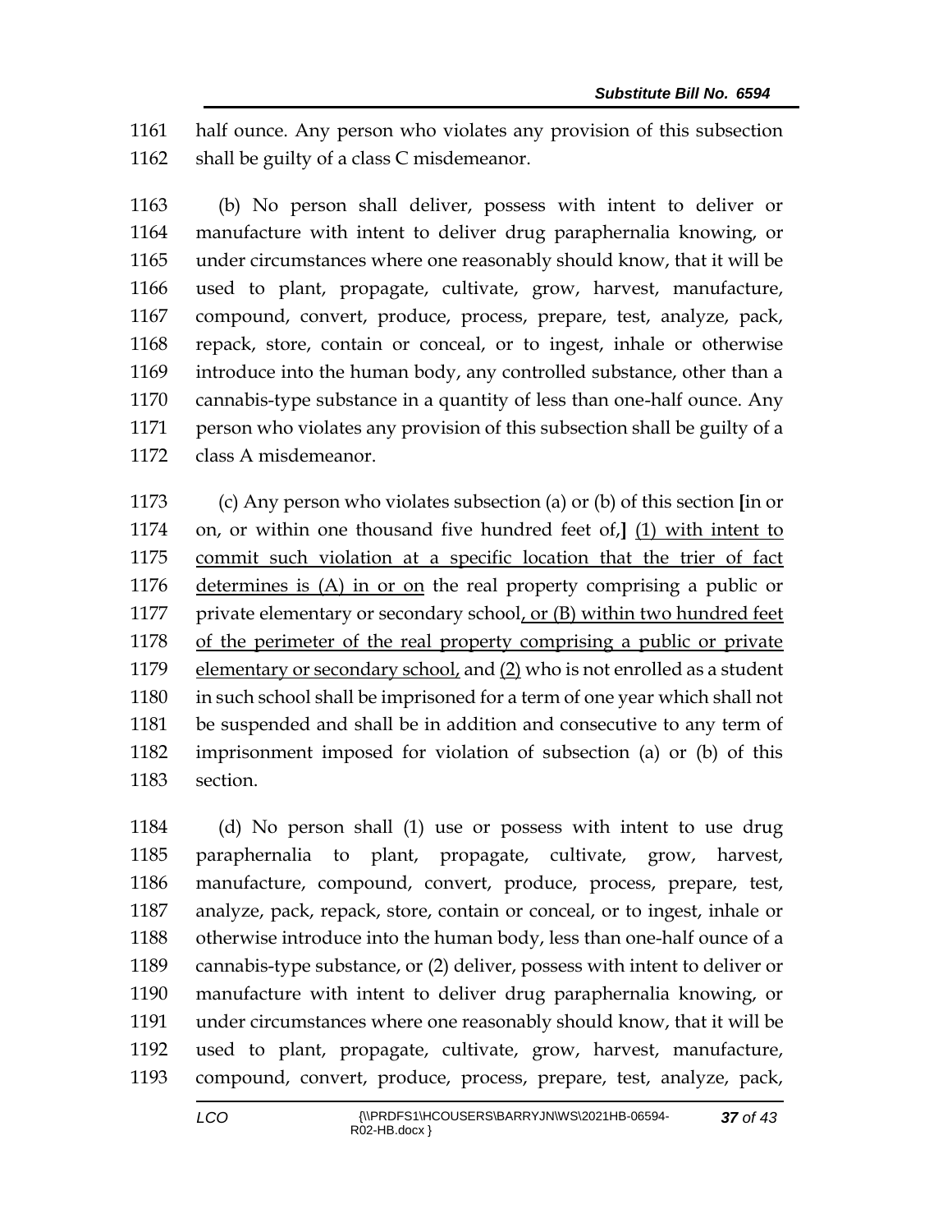1161 half ounce. Any person who violates any provision of this subsection
1162 shall be guilty of a class C misdemeanor.

1163 (b) No person shall deliver, possess with intent to deliver or
1164 manufacture with intent to deliver drug paraphernalia knowing, or
1165 under circumstances where one reasonably should know, that it will be
1166 used to plant, propagate, cultivate, grow, harvest, manufacture,
1167 compound, convert, produce, process, prepare, test, analyze, pack,
1168 repack, store, contain or conceal, or to ingest, inhale or otherwise
1169 introduce into the human body, any controlled substance, other than a
1170 cannabis-type substance in a quantity of less than one-half ounce. Any
1171 person who violates any provision of this subsection shall be guilty of a
1172 class A misdemeanor.

1173 (c) Any person who violates subsection (a) or (b) of this section **[**in or
1174 on, or within one thousand five hundred feet of,**]** <u>(1) with intent to</u>
1175 <u>commit such violation at a specific location that the trier of fact</u>
1176 <u>determines is (A) in or on</u> the real property comprising a public or
1177 private elementary or secondary school<u>, or (B) within two hundred feet</u>
1178 <u>of the perimeter of the real property comprising a public or private</u>
1179 <u>elementary or secondary school,</u> and <u>(2)</u> who is not enrolled as a student
1180 in such school shall be imprisoned for a term of one year which shall not
1181 be suspended and shall be in addition and consecutive to any term of
1182 imprisonment imposed for violation of subsection (a) or (b) of this
1183 section.

1184 (d) No person shall (1) use or possess with intent to use drug
1185 paraphernalia to plant, propagate, cultivate, grow, harvest,
1186 manufacture, compound, convert, produce, process, prepare, test,
1187 analyze, pack, repack, store, contain or conceal, or to ingest, inhale or
1188 otherwise introduce into the human body, less than one-half ounce of a
1189 cannabis-type substance, or (2) deliver, possess with intent to deliver or
1190 manufacture with intent to deliver drug paraphernalia knowing, or
1191 under circumstances where one reasonably should know, that it will be
1192 used to plant, propagate, cultivate, grow, harvest, manufacture,
1193 compound, convert, produce, process, prepare, test, analyze, pack,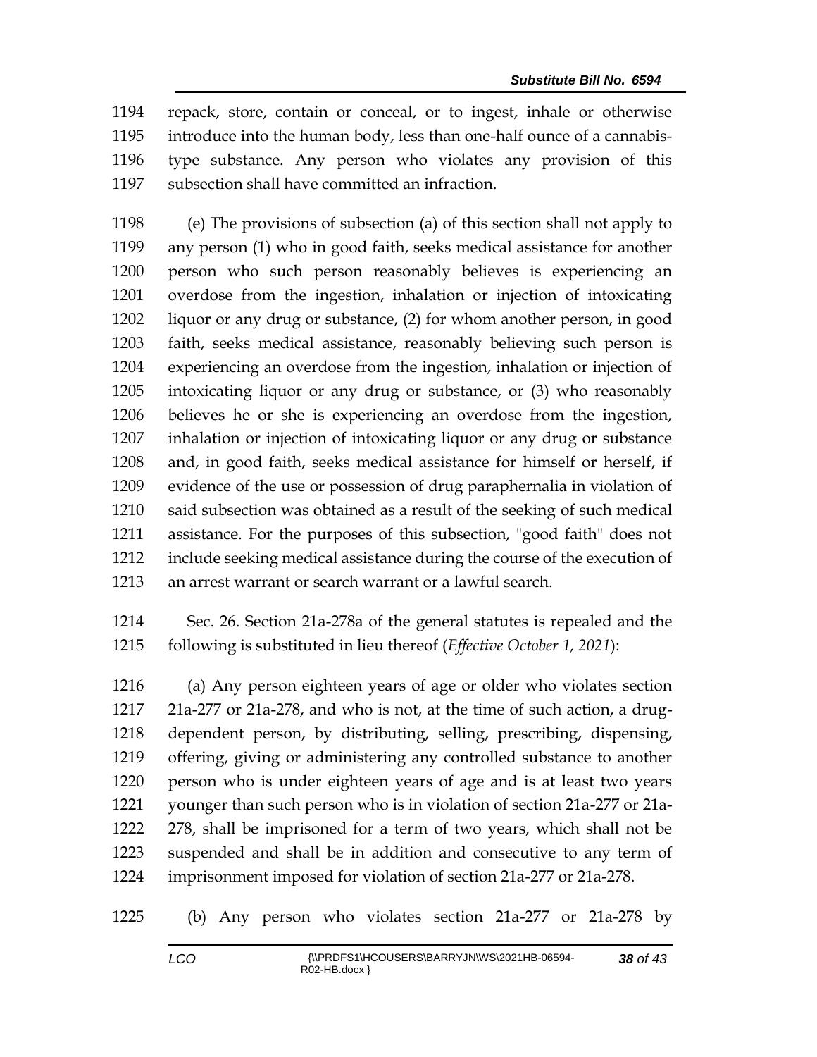repack, store, contain or conceal, or to ingest, inhale or otherwise introduce into the human body, less than one-half ounce of a cannabis-type substance. Any person who violates any provision of this subsection shall have committed an infraction.

(e) The provisions of subsection (a) of this section shall not apply to any person (1) who in good faith, seeks medical assistance for another person who such person reasonably believes is experiencing an overdose from the ingestion, inhalation or injection of intoxicating liquor or any drug or substance, (2) for whom another person, in good faith, seeks medical assistance, reasonably believing such person is experiencing an overdose from the ingestion, inhalation or injection of intoxicating liquor or any drug or substance, or (3) who reasonably believes he or she is experiencing an overdose from the ingestion, inhalation or injection of intoxicating liquor or any drug or substance and, in good faith, seeks medical assistance for himself or herself, if evidence of the use or possession of drug paraphernalia in violation of said subsection was obtained as a result of the seeking of such medical assistance. For the purposes of this subsection, "good faith" does not include seeking medical assistance during the course of the execution of an arrest warrant or search warrant or a lawful search.

Sec. 26. Section 21a-278a of the general statutes is repealed and the following is substituted in lieu thereof (*Effective October 1, 2021*):

(a) Any person eighteen years of age or older who violates section 21a-277 or 21a-278, and who is not, at the time of such action, a drug-dependent person, by distributing, selling, prescribing, dispensing, offering, giving or administering any controlled substance to another person who is under eighteen years of age and is at least two years younger than such person who is in violation of section 21a-277 or 21a-278, shall be imprisoned for a term of two years, which shall not be suspended and shall be in addition and consecutive to any term of imprisonment imposed for violation of section 21a-277 or 21a-278.

(b) Any person who violates section 21a-277 or 21a-278 by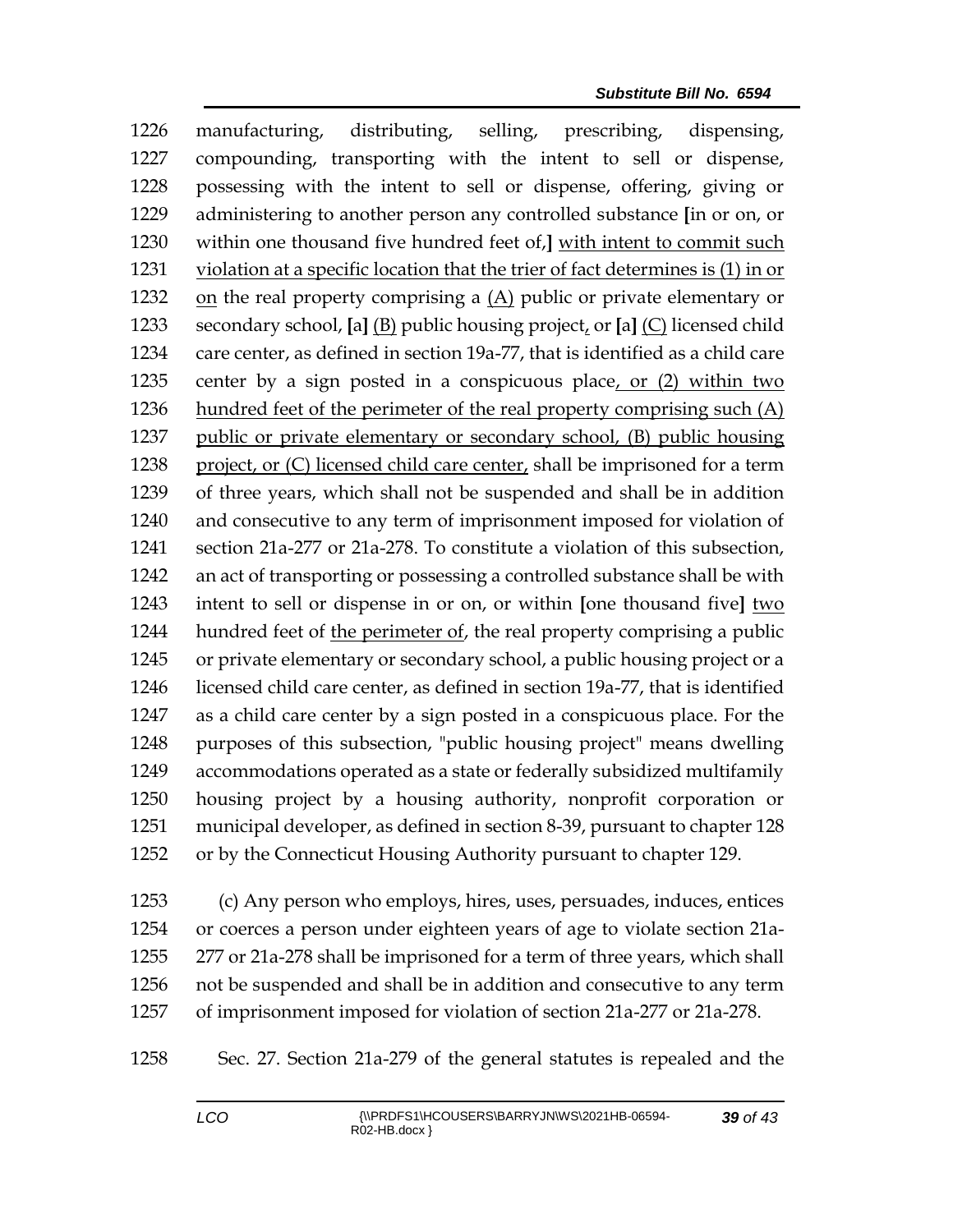1226 manufacturing, distributing, selling, prescribing, dispensing,
1227 compounding, transporting with the intent to sell or dispense,
1228 possessing with the intent to sell or dispense, offering, giving or
1229 administering to another person any controlled substance [in or on, or
1230 within one thousand five hundred feet of,] with intent to commit such
1231 violation at a specific location that the trier of fact determines is (1) in or
1232 on the real property comprising a (A) public or private elementary or
1233 secondary school, [a] (B) public housing project, or [a] (C) licensed child
1234 care center, as defined in section 19a-77, that is identified as a child care
1235 center by a sign posted in a conspicuous place, or (2) within two
1236 hundred feet of the perimeter of the real property comprising such (A)
1237 public or private elementary or secondary school, (B) public housing
1238 project, or (C) licensed child care center, shall be imprisoned for a term
1239 of three years, which shall not be suspended and shall be in addition
1240 and consecutive to any term of imprisonment imposed for violation of
1241 section 21a-277 or 21a-278. To constitute a violation of this subsection,
1242 an act of transporting or possessing a controlled substance shall be with
1243 intent to sell or dispense in or on, or within [one thousand five] two
1244 hundred feet of the perimeter of, the real property comprising a public
1245 or private elementary or secondary school, a public housing project or a
1246 licensed child care center, as defined in section 19a-77, that is identified
1247 as a child care center by a sign posted in a conspicuous place. For the
1248 purposes of this subsection, "public housing project" means dwelling
1249 accommodations operated as a state or federally subsidized multifamily
1250 housing project by a housing authority, nonprofit corporation or
1251 municipal developer, as defined in section 8-39, pursuant to chapter 128
1252 or by the Connecticut Housing Authority pursuant to chapter 129.

1253 (c) Any person who employs, hires, uses, persuades, induces, entices
1254 or coerces a person under eighteen years of age to violate section 21a-
1255 277 or 21a-278 shall be imprisoned for a term of three years, which shall
1256 not be suspended and shall be in addition and consecutive to any term
1257 of imprisonment imposed for violation of section 21a-277 or 21a-278.

1258 Sec. 27. Section 21a-279 of the general statutes is repealed and the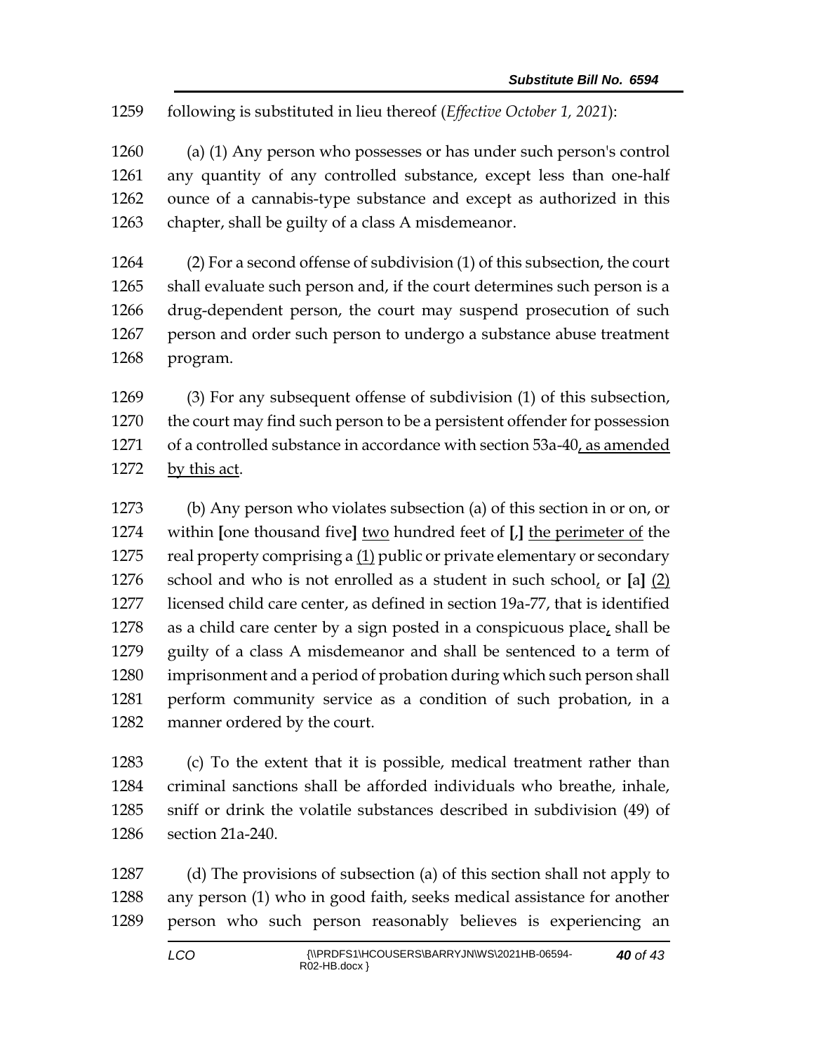following is substituted in lieu thereof (*Effective October 1, 2021*):

(a) (1) Any person who possesses or has under such person's control any quantity of any controlled substance, except less than one-half ounce of a cannabis-type substance and except as authorized in this chapter, shall be guilty of a class A misdemeanor.

(2) For a second offense of subdivision (1) of this subsection, the court shall evaluate such person and, if the court determines such person is a drug-dependent person, the court may suspend prosecution of such person and order such person to undergo a substance abuse treatment program.

(3) For any subsequent offense of subdivision (1) of this subsection, the court may find such person to be a persistent offender for possession of a controlled substance in accordance with section 53a-40, as amended by this act.

(b) Any person who violates subsection (a) of this section in or on, or within [one thousand five] two hundred feet of [,] the perimeter of the real property comprising a (1) public or private elementary or secondary school and who is not enrolled as a student in such school, or [a] (2) licensed child care center, as defined in section 19a-77, that is identified as a child care center by a sign posted in a conspicuous place, shall be guilty of a class A misdemeanor and shall be sentenced to a term of imprisonment and a period of probation during which such person shall perform community service as a condition of such probation, in a manner ordered by the court.

(c) To the extent that it is possible, medical treatment rather than criminal sanctions shall be afforded individuals who breathe, inhale, sniff or drink the volatile substances described in subdivision (49) of section 21a-240.

(d) The provisions of subsection (a) of this section shall not apply to any person (1) who in good faith, seeks medical assistance for another person who such person reasonably believes is experiencing an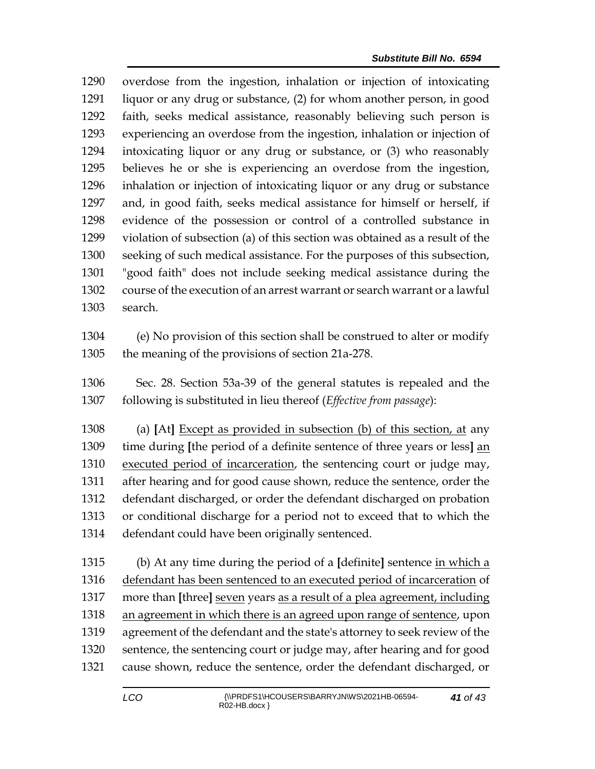1290 overdose from the ingestion, inhalation or injection of intoxicating
1291 liquor or any drug or substance, (2) for whom another person, in good
1292 faith, seeks medical assistance, reasonably believing such person is
1293 experiencing an overdose from the ingestion, inhalation or injection of
1294 intoxicating liquor or any drug or substance, or (3) who reasonably
1295 believes he or she is experiencing an overdose from the ingestion,
1296 inhalation or injection of intoxicating liquor or any drug or substance
1297 and, in good faith, seeks medical assistance for himself or herself, if
1298 evidence of the possession or control of a controlled substance in
1299 violation of subsection (a) of this section was obtained as a result of the
1300 seeking of such medical assistance. For the purposes of this subsection,
1301 "good faith" does not include seeking medical assistance during the
1302 course of the execution of an arrest warrant or search warrant or a lawful
1303 search.

1304 (e) No provision of this section shall be construed to alter or modify
1305 the meaning of the provisions of section 21a-278.

1306 Sec. 28. Section 53a-39 of the general statutes is repealed and the
1307 following is substituted in lieu thereof (*Effective from passage*):

1308 (a) **[**At**]** <u>Except as provided in subsection (b) of this section, at</u> any
1309 time during **[**the period of a definite sentence of three years or less**]** <u>an</u>
1310 <u>executed period of incarceration</u>, the sentencing court or judge may,
1311 after hearing and for good cause shown, reduce the sentence, order the
1312 defendant discharged, or order the defendant discharged on probation
1313 or conditional discharge for a period not to exceed that to which the
1314 defendant could have been originally sentenced.

1315 (b) At any time during the period of a **[**definite**]** sentence <u>in which a</u>
1316 <u>defendant has been sentenced to an executed period of incarceration</u> of
1317 more than **[**three**]** <u>seven</u> years <u>as a result of a plea agreement, including</u>
1318 <u>an agreement in which there is an agreed upon range of sentence</u>, upon
1319 agreement of the defendant and the state's attorney to seek review of the
1320 sentence, the sentencing court or judge may, after hearing and for good
1321 cause shown, reduce the sentence, order the defendant discharged, or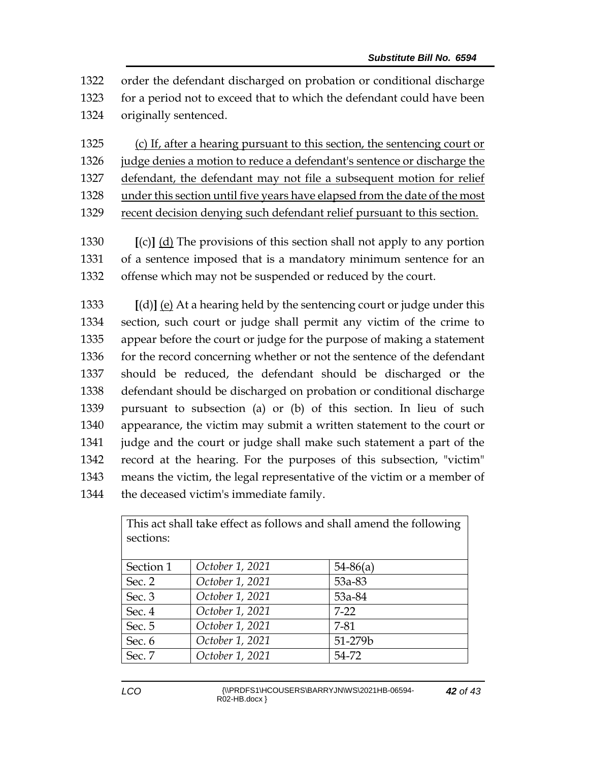1322 order the defendant discharged on probation or conditional discharge
1323 for a period not to exceed that to which the defendant could have been
1324 originally sentenced.

1325 <u>(c) If, after a hearing pursuant to this section, the sentencing court or</u>
1326 <u>judge denies a motion to reduce a defendant's sentence or discharge the</u>
1327 <u>defendant, the defendant may not file a subsequent motion for relief</u>
1328 <u>under this section until five years have elapsed from the date of the most</u>
1329 <u>recent decision denying such defendant relief pursuant to this section.</u>

1330 **[**(c)**]** <u>(d)</u> The provisions of this section shall not apply to any portion
1331 of a sentence imposed that is a mandatory minimum sentence for an
1332 offense which may not be suspended or reduced by the court.

1333 **[**(d)**]** <u>(e)</u> At a hearing held by the sentencing court or judge under this
1334 section, such court or judge shall permit any victim of the crime to
1335 appear before the court or judge for the purpose of making a statement
1336 for the record concerning whether or not the sentence of the defendant
1337 should be reduced, the defendant should be discharged or the
1338 defendant should be discharged on probation or conditional discharge
1339 pursuant to subsection (a) or (b) of this section. In lieu of such
1340 appearance, the victim may submit a written statement to the court or
1341 judge and the court or judge shall make such statement a part of the
1342 record at the hearing. For the purposes of this subsection, "victim"
1343 means the victim, the legal representative of the victim or a member of
1344 the deceased victim's immediate family.

| This act shall take effect as follows and shall amend the following sections: | | |
|---|---|---|
| Section 1 | *October 1, 2021* | 54-86(a) |
| Sec. 2 | *October 1, 2021* | 53a-83 |
| Sec. 3 | *October 1, 2021* | 53a-84 |
| Sec. 4 | *October 1, 2021* | 7-22 |
| Sec. 5 | *October 1, 2021* | 7-81 |
| Sec. 6 | *October 1, 2021* | 51-279b |
| Sec. 7 | *October 1, 2021* | 54-72 |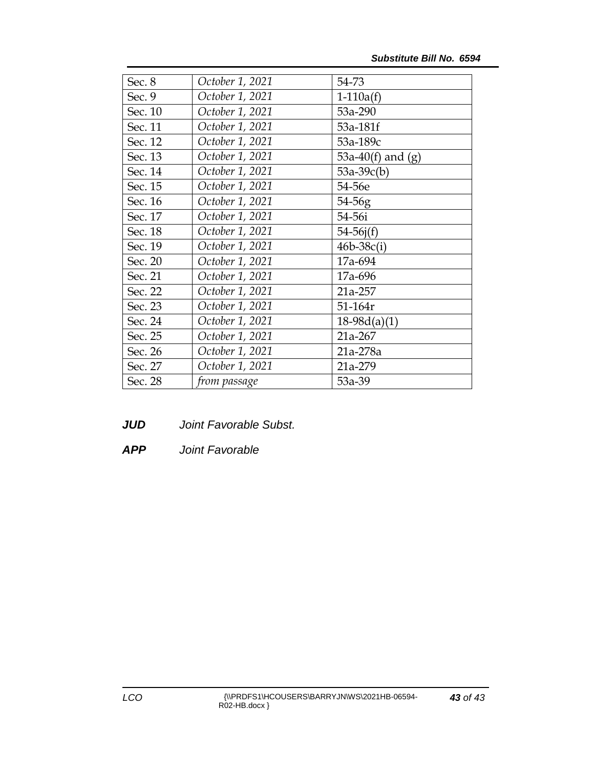| | | |
|---|---|---|
| Sec. 8 | *October 1, 2021* | 54-73 |
| Sec. 9 | *October 1, 2021* | 1-110a(f) |
| Sec. 10 | *October 1, 2021* | 53a-290 |
| Sec. 11 | *October 1, 2021* | 53a-181f |
| Sec. 12 | *October 1, 2021* | 53a-189c |
| Sec. 13 | *October 1, 2021* | 53a-40(f) and (g) |
| Sec. 14 | *October 1, 2021* | 53a-39c(b) |
| Sec. 15 | *October 1, 2021* | 54-56e |
| Sec. 16 | *October 1, 2021* | 54-56g |
| Sec. 17 | *October 1, 2021* | 54-56i |
| Sec. 18 | *October 1, 2021* | 54-56j(f) |
| Sec. 19 | *October 1, 2021* | 46b-38c(i) |
| Sec. 20 | *October 1, 2021* | 17a-694 |
| Sec. 21 | *October 1, 2021* | 17a-696 |
| Sec. 22 | *October 1, 2021* | 21a-257 |
| Sec. 23 | *October 1, 2021* | 51-164r |
| Sec. 24 | *October 1, 2021* | 18-98d(a)(1) |
| Sec. 25 | *October 1, 2021* | 21a-267 |
| Sec. 26 | *October 1, 2021* | 21a-278a |
| Sec. 27 | *October 1, 2021* | 21a-279 |
| Sec. 28 | *from passage* | 53a-39 |

***JUD*** *Joint Favorable Subst.*

***APP*** *Joint Favorable*